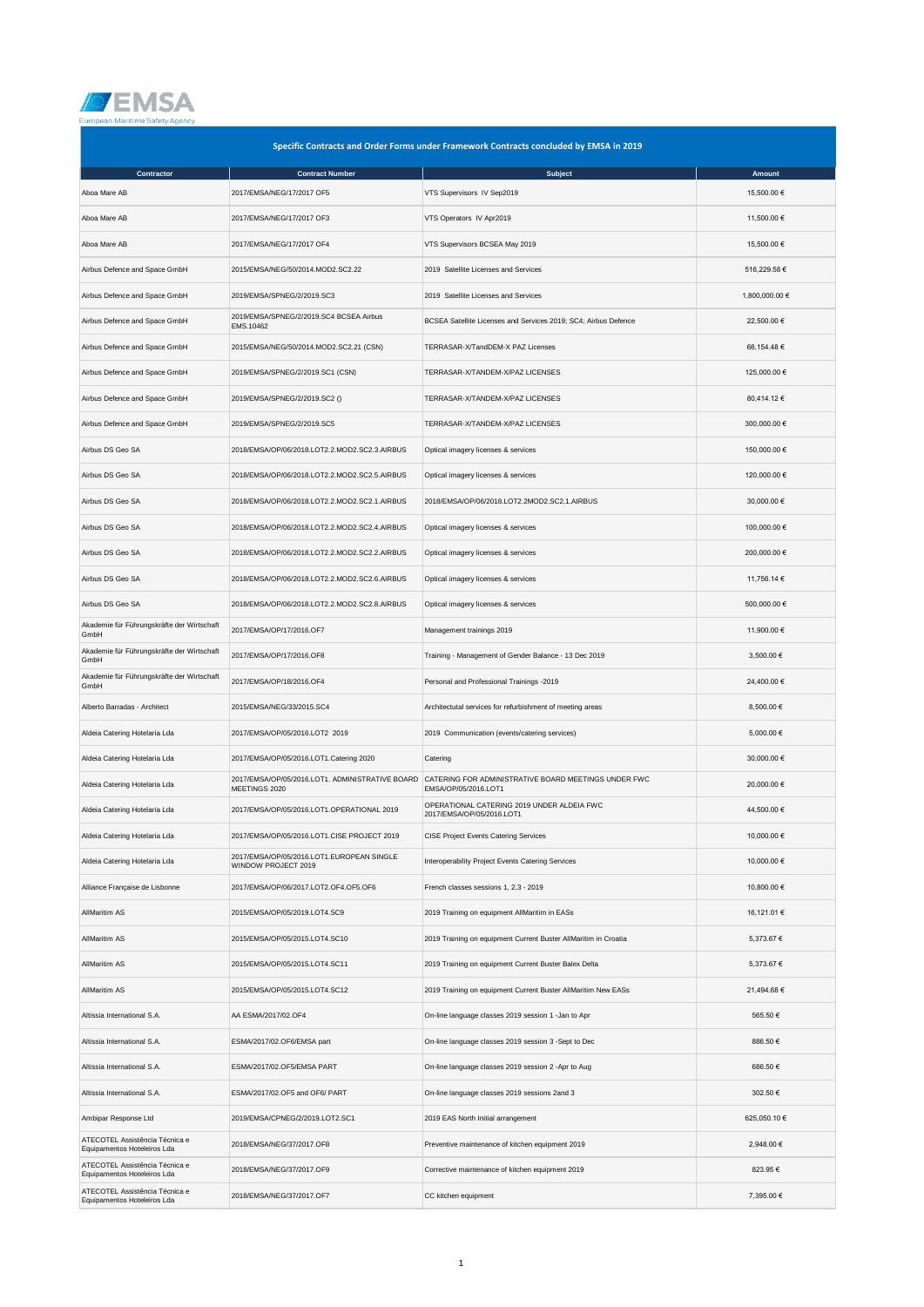# Specific Contracts and Order Forms under Framework Contracts concluded by EMSA in 2019

| Contractor | Contract Number | Subject | Amount |
|---|---|---|---|
| Aboa Mare AB | 2017/EMSA/NEG/17/2017 OF5 | VTS Supervisors IV Sep2019 | 15,500.00 € |
| Aboa Mare AB | 2017/EMSA/NEG/17/2017 OF3 | VTS Operators IV Apr2019 | 11,500.00 € |
| Aboa Mare AB | 2017/EMSA/NEG/17/2017 OF4 | VTS Supervisors BCSEA May 2019 | 15,500.00 € |
| Airbus Defence and Space GmbH | 2015/EMSA/NEG/50/2014.MOD2.SC2.22 | 2019 Satellite Licenses and Services | 516,229.58 € |
| Airbus Defence and Space GmbH | 2019/EMSA/SPNEG/2/2019.SC3 | 2019 Satellite Licenses and Services | 1,800,000.00 € |
| Airbus Defence and Space GmbH | 2019/EMSA/SPNEG/2/2019.SC4 BCSEA Airbus EMS.10462 | BCSEA Satellite Licenses and Services 2019; SC4; Airbus Defence | 22,500.00 € |
| Airbus Defence and Space GmbH | 2015/EMSA/NEG/50/2014.MOD2.SC2.21 (CSN) | TERRASAR-X/TandDEM-X PAZ Licenses | 66,154.48 € |
| Airbus Defence and Space GmbH | 2019/EMSA/SPNEG/2/2019.SC1 (CSN) | TERRASAR-X/TANDEM-X/PAZ LICENSES | 125,000.00 € |
| Airbus Defence and Space GmbH | 2019/EMSA/SPNEG/2/2019.SC2 () | TERRASAR-X/TANDEM-X/PAZ LICENSES | 80,414.12 € |
| Airbus Defence and Space GmbH | 2019/EMSA/SPNEG/2/2019.SC5 | TERRASAR-X/TANDEM-X/PAZ LICENSES | 300,000.00 € |
| Airbus DS Geo SA | 2018/EMSA/OP/06/2018.LOT2.2.MOD2.SC2.3.AIRBUS | Optical imagery licenses & services | 150,000.00 € |
| Airbus DS Geo SA | 2018/EMSA/OP/06/2018.LOT2.2.MOD2.SC2.5.AIRBUS | Optical imagery licenses & services | 120,000.00 € |
| Airbus DS Geo SA | 2018/EMSA/OP/06/2018.LOT2.2.MOD2.SC2.1.AIRBUS | 2018/EMSA/OP/06/2018.LOT2.2MOD2.SC2.1.AIRBUS | 30,000.00 € |
| Airbus DS Geo SA | 2018/EMSA/OP/06/2018.LOT2.2.MOD2.SC2.4.AIRBUS | Optical imagery licenses & services | 100,000.00 € |
| Airbus DS Geo SA | 2018/EMSA/OP/06/2018.LOT2.2.MOD2.SC2.2.AIRBUS | Optical imagery licenses & services | 200,000.00 € |
| Airbus DS Geo SA | 2018/EMSA/OP/06/2018.LOT2.2.MOD2.SC2.6.AIRBUS | Optical imagery licenses & services | 11,756.14 € |
| Airbus DS Geo SA | 2018/EMSA/OP/06/2018.LOT2.2.MOD2.SC2.8.AIRBUS | Optical imagery licenses & services | 500,000.00 € |
| Akademie für Führungskräfte der Wirtschaft GmbH | 2017/EMSA/OP/17/2016.OF7 | Management trainings 2019 | 11,900.00 € |
| Akademie für Führungskräfte der Wirtschaft GmbH | 2017/EMSA/OP/17/2016.OF8 | Training - Management of Gender Balance - 13 Dec 2019 | 3,500.00 € |
| Akademie für Führungskräfte der Wirtschaft GmbH | 2017/EMSA/OP/18/2016.OF4 | Personal and Professional Trainings -2019 | 24,400.00 € |
| Alberto Barradas - Architect | 2015/EMSA/NEG/33/2015.SC4 | Architectutal services for refurbishment of meeting areas | 8,500.00 € |
| Aldeia Catering Hotelaria Lda | 2017/EMSA/OP/05/2016.LOT2 2019 | 2019 Communication (events/catering services) | 5,000.00 € |
| Aldeia Catering Hotelaria Lda | 2017/EMSA/OP/05/2016.LOT1.Catering 2020 | Catering | 30,000.00 € |
| Aldeia Catering Hotelaria Lda | 2017/EMSA/OP/05/2016.LOT1. ADMINISTRATIVE BOARD MEETINGS 2020 | CATERING FOR ADMINISTRATIVE BOARD MEETINGS UNDER FWC EMSA/OP/05/2016.LOT1 | 20,000.00 € |
| Aldeia Catering Hotelaria Lda | 2017/EMSA/OP/05/2016.LOT1.OPERATIONAL 2019 | OPERATIONAL CATERING 2019 UNDER ALDEIA FWC 2017/EMSA/OP/05/2016.LOT1 | 44,500.00 € |
| Aldeia Catering Hotelaria Lda | 2017/EMSA/OP/05/2016.LOT1.CISE PROJECT 2019 | CISE Project Events Catering Services | 10,000.00 € |
| Aldeia Catering Hotelaria Lda | 2017/EMSA/OP/05/2016.LOT1.EUROPEAN SINGLE WINDOW PROJECT 2019 | Interoperability Project Events Catering Services | 10,000.00 € |
| Alliance Française de Lisbonne | 2017/EMSA/OP/06/2017.LOT2.OF4.OF5.OF6 | French classes sessions 1, 2,3 - 2019 | 10,800.00 € |
| AllMaritim AS | 2015/EMSA/OP/05/2019.LOT4.SC9 | 2019 Training on equipment AllMaritim in EASs | 16,121.01 € |
| AllMaritim AS | 2015/EMSA/OP/05/2015.LOT4.SC10 | 2019 Training on equipment Current Buster AllMaritim in Croatia | 5,373.67 € |
| AllMaritim AS | 2015/EMSA/OP/05/2015.LOT4.SC11 | 2019 Training on equipment Current Buster Balex Delta | 5,373.67 € |
| AllMaritim AS | 2015/EMSA/OP/05/2015.LOT4.SC12 | 2019 Training on equipment Current Buster AllMaritim New EASs | 21,494.68 € |
| Altissia International S.A. | AA ESMA/2017/02.OF4 | On-line language classes 2019 session 1 -Jan to Apr | 565.50 € |
| Altissia International S.A. | ESMA/2017/02.OF6/EMSA part | On-line language classes 2019 session 3 -Sept to Dec | 886.50 € |
| Altissia International S.A. | ESMA/2017/02.OF5/EMSA PART | On-line language classes 2019 session 2 -Apr to Aug | 686.50 € |
| Altissia International S.A. | ESMA/2017/02.OF5 and OF6/ PART | On-line language classes 2019 sessions 2and 3 | 302.50 € |
| Ambipar Response Ltd | 2019/EMSA/CPNEG/2/2019.LOT2.SC1 | 2019 EAS North Initial arrangement | 625,050.10 € |
| ATECOTEL Assistência Técnica e Equipamentos Hoteleiros Lda | 2018/EMSA/NEG/37/2017.OF8 | Preventive maintenance of kitchen equipment 2019 | 2,948.00 € |
| ATECOTEL Assistência Técnica e Equipamentos Hoteleiros Lda | 2018/EMSA/NEG/37/2017.OF9 | Corrective maintenance of kitchen equipment 2019 | 823.95 € |
| ATECOTEL Assistência Técnica e Equipamentos Hoteleiros Lda | 2018/EMSA/NEG/37/2017.OF7 | CC kitchen equipment | 7,395.00 € |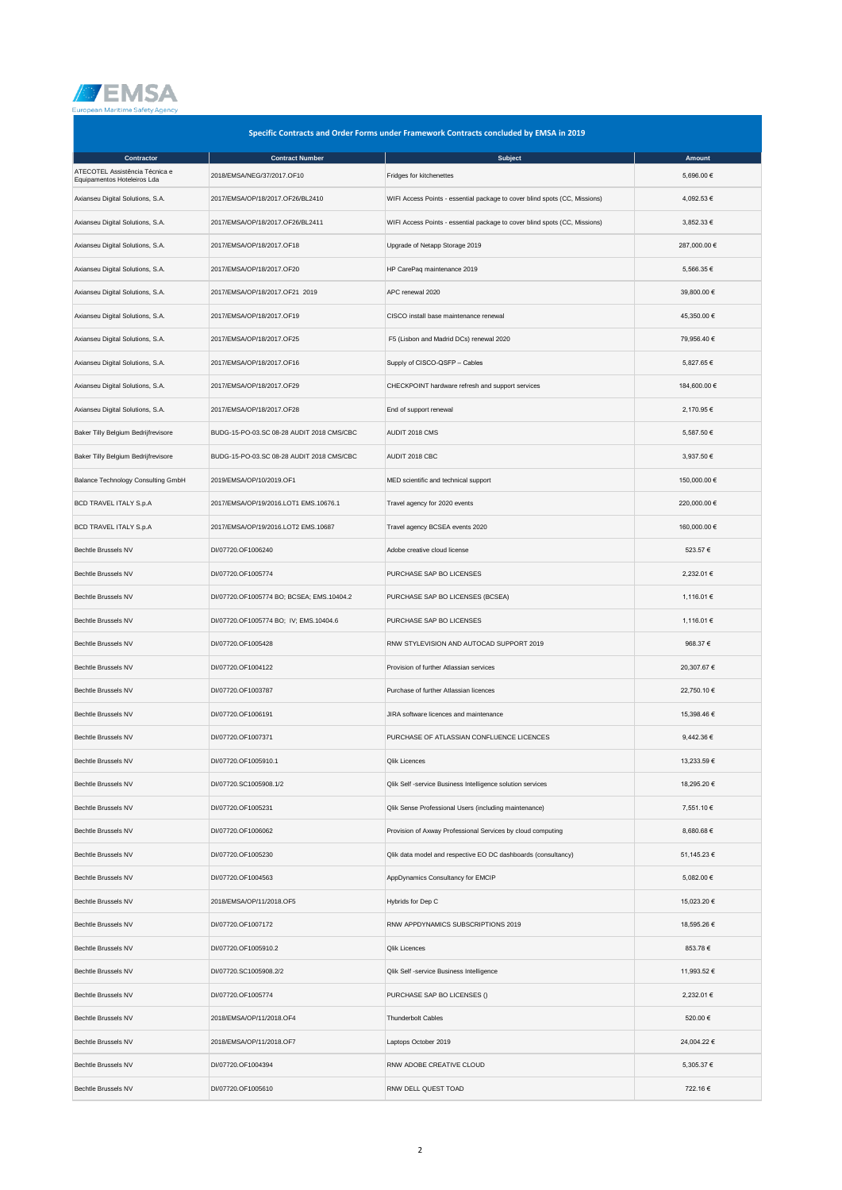## Specific Contracts and Order Forms under Framework Contracts concluded by EMSA in 2019

| Contractor | Contract Number | Subject | Amount |
|---|---|---|---|
| ATECOTEL Assistência Técnica e Equipamentos Hoteleiros Lda | 2018/EMSA/NEG/37/2017.OF10 | Fridges for kitchenettes | 5,696.00 € |
| Axianseu Digital Solutions, S.A. | 2017/EMSA/OP/18/2017.OF26/BL2410 | WIFI Access Points - essential package to cover blind spots (CC, Missions) | 4,092.53 € |
| Axianseu Digital Solutions, S.A. | 2017/EMSA/OP/18/2017.OF26/BL2411 | WIFI Access Points - essential package to cover blind spots (CC, Missions) | 3,852.33 € |
| Axianseu Digital Solutions, S.A. | 2017/EMSA/OP/18/2017.OF18 | Upgrade of Netapp Storage 2019 | 287,000.00 € |
| Axianseu Digital Solutions, S.A. | 2017/EMSA/OP/18/2017.OF20 | HP CarePaq maintenance 2019 | 5,566.35 € |
| Axianseu Digital Solutions, S.A. | 2017/EMSA/OP/18/2017.OF21 2019 | APC renewal 2020 | 39,800.00 € |
| Axianseu Digital Solutions, S.A. | 2017/EMSA/OP/18/2017.OF19 | CISCO install base maintenance renewal | 45,350.00 € |
| Axianseu Digital Solutions, S.A. | 2017/EMSA/OP/18/2017.OF25 | F5 (Lisbon and Madrid DCs) renewal 2020 | 79,956.40 € |
| Axianseu Digital Solutions, S.A. | 2017/EMSA/OP/18/2017.OF16 | Supply of CISCO-QSFP – Cables | 5,827.65 € |
| Axianseu Digital Solutions, S.A. | 2017/EMSA/OP/18/2017.OF29 | CHECKPOINT hardware refresh and support services | 184,600.00 € |
| Axianseu Digital Solutions, S.A. | 2017/EMSA/OP/18/2017.OF28 | End of support renewal | 2,170.95 € |
| Baker Tilly Belgium Bedrijfrevisore | BUDG-15-PO-03.SC 08-28 AUDIT 2018 CMS/CBC | AUDIT 2018 CMS | 5,587.50 € |
| Baker Tilly Belgium Bedrijfrevisore | BUDG-15-PO-03.SC 08-28 AUDIT 2018 CMS/CBC | AUDIT 2018 CBC | 3,937.50 € |
| Balance Technology Consulting GmbH | 2019/EMSA/OP/10/2019.OF1 | MED scientific and technical support | 150,000.00 € |
| BCD TRAVEL ITALY S.p.A | 2017/EMSA/OP/19/2016.LOT1 EMS.10676.1 | Travel agency for 2020 events | 220,000.00 € |
| BCD TRAVEL ITALY S.p.A | 2017/EMSA/OP/19/2016.LOT2 EMS.10687 | Travel agency BCSEA events 2020 | 160,000.00 € |
| Bechtle Brussels NV | DI/07720.OF1006240 | Adobe creative cloud license | 523.57 € |
| Bechtle Brussels NV | DI/07720.OF1005774 | PURCHASE SAP BO LICENSES | 2,232.01 € |
| Bechtle Brussels NV | DI/07720.OF1005774 BO; BCSEA; EMS.10404.2 | PURCHASE SAP BO LICENSES (BCSEA) | 1,116.01 € |
| Bechtle Brussels NV | DI/07720.OF1005774 BO; IV; EMS.10404.6 | PURCHASE SAP BO LICENSES | 1,116.01 € |
| Bechtle Brussels NV | DI/07720.OF1005428 | RNW STYLEVISION AND AUTOCAD SUPPORT 2019 | 968.37 € |
| Bechtle Brussels NV | DI/07720.OF1004122 | Provision of further Atlassian services | 20,307.67 € |
| Bechtle Brussels NV | DI/07720.OF1003787 | Purchase of further Atlassian licences | 22,750.10 € |
| Bechtle Brussels NV | DI/07720.OF1006191 | JIRA software licences and maintenance | 15,398.46 € |
| Bechtle Brussels NV | DI/07720.OF1007371 | PURCHASE OF ATLASSIAN CONFLUENCE LICENCES | 9,442.36 € |
| Bechtle Brussels NV | DI/07720.OF1005910.1 | Qlik Licences | 13,233.59 € |
| Bechtle Brussels NV | DI/07720.SC1005908.1/2 | Qlik Self -service Business Intelligence solution services | 18,295.20 € |
| Bechtle Brussels NV | DI/07720.OF1005231 | Qlik Sense Professional Users (including maintenance) | 7,551.10 € |
| Bechtle Brussels NV | DI/07720.OF1006062 | Provision of Axway Professional Services by cloud computing | 8,680.68 € |
| Bechtle Brussels NV | DI/07720.OF1005230 | Qlik data model and respective EO DC dashboards (consultancy) | 51,145.23 € |
| Bechtle Brussels NV | DI/07720.OF1004563 | AppDynamics Consultancy for EMCIP | 5,082.00 € |
| Bechtle Brussels NV | 2018/EMSA/OP/11/2018.OF5 | Hybrids for Dep C | 15,023.20 € |
| Bechtle Brussels NV | DI/07720.OF1007172 | RNW APPDYNAMICS SUBSCRIPTIONS 2019 | 18,595.26 € |
| Bechtle Brussels NV | DI/07720.OF1005910.2 | Qlik Licences | 853.78 € |
| Bechtle Brussels NV | DI/07720.SC1005908.2/2 | Qlik Self -service Business Intelligence | 11,993.52 € |
| Bechtle Brussels NV | DI/07720.OF1005774 | PURCHASE SAP BO LICENSES () | 2,232.01 € |
| Bechtle Brussels NV | 2018/EMSA/OP/11/2018.OF4 | Thunderbolt Cables | 520.00 € |
| Bechtle Brussels NV | 2018/EMSA/OP/11/2018.OF7 | Laptops October 2019 | 24,004.22 € |
| Bechtle Brussels NV | DI/07720.OF1004394 | RNW ADOBE CREATIVE CLOUD | 5,305.37 € |
| Bechtle Brussels NV | DI/07720.OF1005610 | RNW DELL QUEST TOAD | 722.16 € |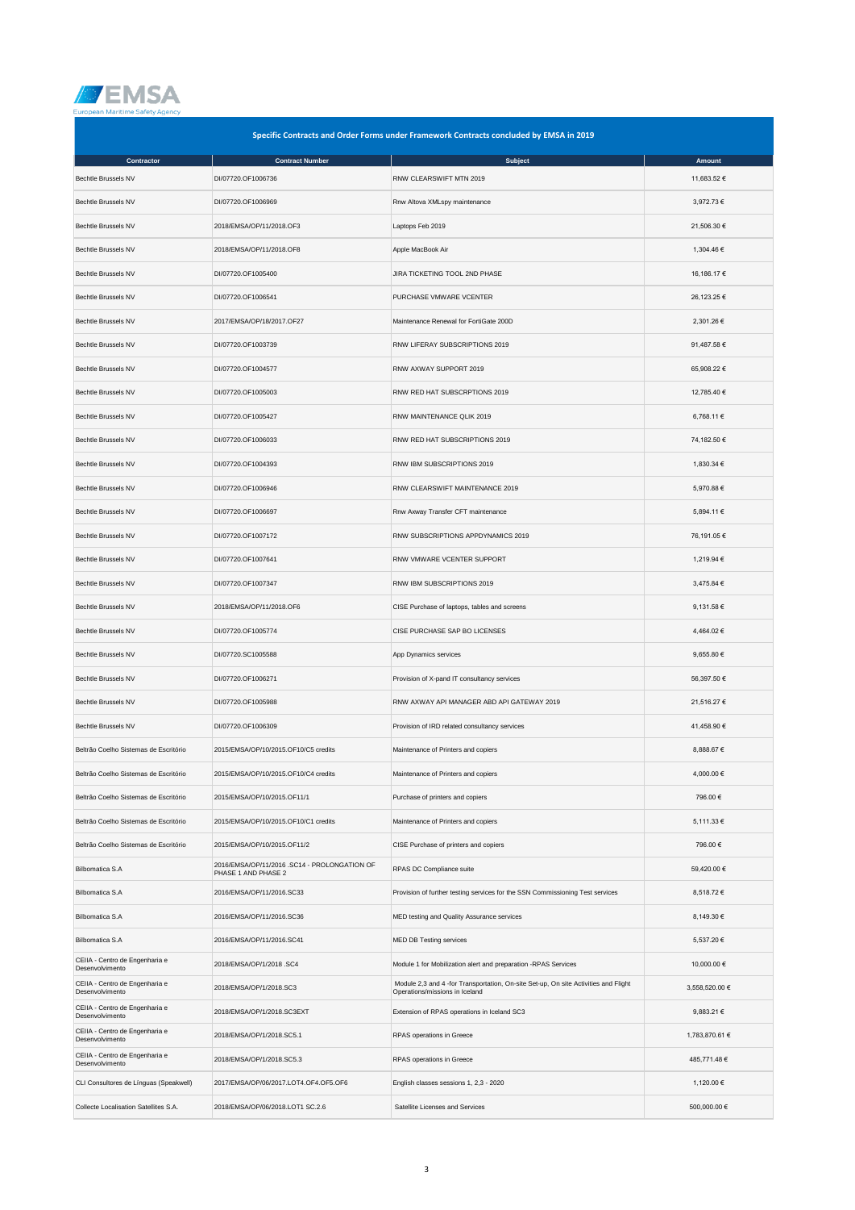EMSA
European Maritime Safety Agency

## Specific Contracts and Order Forms under Framework Contracts concluded by EMSA in 2019

| Contractor | Contract Number | Subject | Amount |
|---|---|---|---|
| Bechtle Brussels NV | DI/07720.OF1006736 | RNW CLEARSWIFT MTN 2019 | 11,683.52 € |
| Bechtle Brussels NV | DI/07720.OF1006969 | Rnw Altova XMLspy maintenance | 3,972.73 € |
| Bechtle Brussels NV | 2018/EMSA/OP/11/2018.OF3 | Laptops Feb 2019 | 21,506.30 € |
| Bechtle Brussels NV | 2018/EMSA/OP/11/2018.OF8 | Apple MacBook Air | 1,304.46 € |
| Bechtle Brussels NV | DI/07720.OF1005400 | JIRA TICKETING TOOL 2ND PHASE | 16,186.17 € |
| Bechtle Brussels NV | DI/07720.OF1006541 | PURCHASE VMWARE VCENTER | 26,123.25 € |
| Bechtle Brussels NV | 2017/EMSA/OP/18/2017.OF27 | Maintenance Renewal for FortiGate 200D | 2,301.26 € |
| Bechtle Brussels NV | DI/07720.OF1003739 | RNW LIFERAY SUBSCRIPTIONS 2019 | 91,487.58 € |
| Bechtle Brussels NV | DI/07720.OF1004577 | RNW AXWAY SUPPORT 2019 | 65,908.22 € |
| Bechtle Brussels NV | DI/07720.OF1005003 | RNW RED HAT SUBSCRPTIONS 2019 | 12,785.40 € |
| Bechtle Brussels NV | DI/07720.OF1005427 | RNW MAINTENANCE QLIK 2019 | 6,768.11 € |
| Bechtle Brussels NV | DI/07720.OF1006033 | RNW RED HAT SUBSCRIPTIONS 2019 | 74,182.50 € |
| Bechtle Brussels NV | DI/07720.OF1004393 | RNW IBM SUBSCRIPTIONS 2019 | 1,830.34 € |
| Bechtle Brussels NV | DI/07720.OF1006946 | RNW CLEARSWIFT MAINTENANCE 2019 | 5,970.88 € |
| Bechtle Brussels NV | DI/07720.OF1006697 | Rnw Axway Transfer CFT maintenance | 5,894.11 € |
| Bechtle Brussels NV | DI/07720.OF1007172 | RNW SUBSCRIPTIONS APPDYNAMICS 2019 | 76,191.05 € |
| Bechtle Brussels NV | DI/07720.OF1007641 | RNW VMWARE VCENTER SUPPORT | 1,219.94 € |
| Bechtle Brussels NV | DI/07720.OF1007347 | RNW IBM SUBSCRIPTIONS 2019 | 3,475.84 € |
| Bechtle Brussels NV | 2018/EMSA/OP/11/2018.OF6 | CISE Purchase of laptops, tables and screens | 9,131.58 € |
| Bechtle Brussels NV | DI/07720.OF1005774 | CISE PURCHASE SAP BO LICENSES | 4,464.02 € |
| Bechtle Brussels NV | DI/07720.SC1005588 | App Dynamics services | 9,655.80 € |
| Bechtle Brussels NV | DI/07720.OF1006271 | Provision of X-pand IT consultancy services | 56,397.50 € |
| Bechtle Brussels NV | DI/07720.OF1005988 | RNW AXWAY API MANAGER ABD API GATEWAY 2019 | 21,516.27 € |
| Bechtle Brussels NV | DI/07720.OF1006309 | Provision of IRD related consultancy services | 41,458.90 € |
| Beltrão Coelho Sistemas de Escritório | 2015/EMSA/OP/10/2015.OF10/C5 credits | Maintenance of Printers and copiers | 8,888.67 € |
| Beltrão Coelho Sistemas de Escritório | 2015/EMSA/OP/10/2015.OF10/C4 credits | Maintenance of Printers and copiers | 4,000.00 € |
| Beltrão Coelho Sistemas de Escritório | 2015/EMSA/OP/10/2015.OF11/1 | Purchase of printers and copiers | 796.00 € |
| Beltrão Coelho Sistemas de Escritório | 2015/EMSA/OP/10/2015.OF10/C1 credits | Maintenance of Printers and copiers | 5,111.33 € |
| Beltrão Coelho Sistemas de Escritório | 2015/EMSA/OP/10/2015.OF11/2 | CISE Purchase of printers and copiers | 796.00 € |
| Bilbomatica S.A | 2016/EMSA/OP/11/2016 .SC14 - PROLONGATION OF PHASE 1 AND PHASE 2 | RPAS DC Compliance suite | 59,420.00 € |
| Bilbomatica S.A | 2016/EMSA/OP/11/2016.SC33 | Provision of further testing services for the SSN Commissioning Test services | 8,518.72 € |
| Bilbomatica S.A | 2016/EMSA/OP/11/2016.SC36 | MED testing and Quality Assurance services | 8,149.30 € |
| Bilbomatica S.A | 2016/EMSA/OP/11/2016.SC41 | MED DB Testing services | 5,537.20 € |
| CEIIA - Centro de Engenharia e Desenvolvimento | 2018/EMSA/OP/1/2018 .SC4 | Module 1 for Mobilization alert and preparation -RPAS Services | 10,000.00 € |
| CEIIA - Centro de Engenharia e Desenvolvimento | 2018/EMSA/OP/1/2018.SC3 | Module 2,3 and 4 -for Transportation, On-site Set-up, On site Activities and Flight Operations/missions in Iceland | 3,558,520.00 € |
| CEIIA - Centro de Engenharia e Desenvolvimento | 2018/EMSA/OP/1/2018.SC3EXT | Extension of RPAS operations in Iceland SC3 | 9,883.21 € |
| CEIIA - Centro de Engenharia e Desenvolvimento | 2018/EMSA/OP/1/2018.SC5.1 | RPAS operations in Greece | 1,783,870.61 € |
| CEIIA - Centro de Engenharia e Desenvolvimento | 2018/EMSA/OP/1/2018.SC5.3 | RPAS operations in Greece | 485,771.48 € |
| CLI Consultores de Línguas (Speakwell) | 2017/EMSA/OP/06/2017.LOT4.OF4.OF5.OF6 | English classes sessions 1, 2,3 - 2020 | 1,120.00 € |
| Collecte Localisation Satellites S.A. | 2018/EMSA/OP/06/2018.LOT1 SC.2.6 | Satellite Licenses and Services | 500,000.00 € |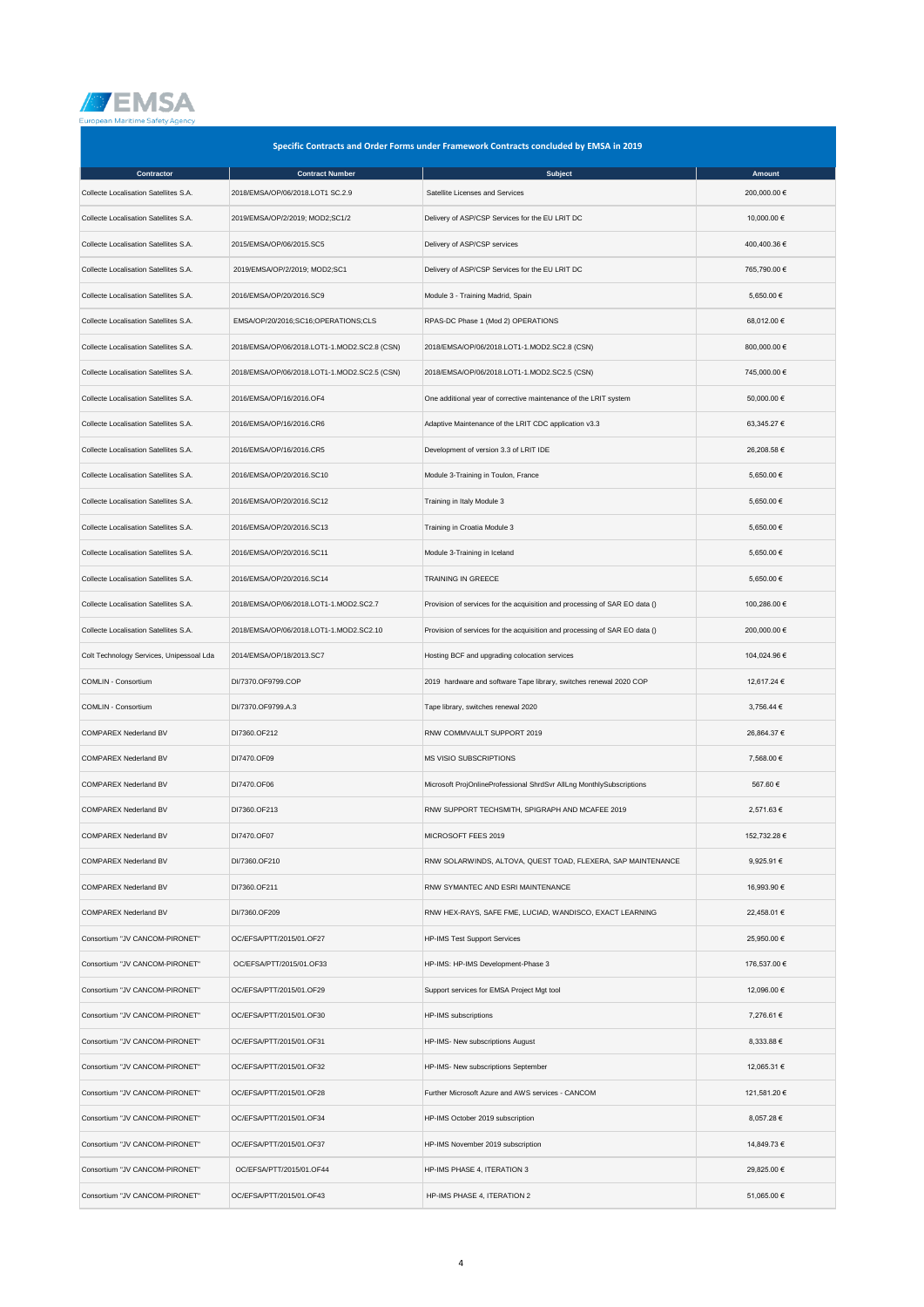EMSA
European Maritime Safety Agency

## Specific Contracts and Order Forms under Framework Contracts concluded by EMSA in 2019

| Contractor | Contract Number | Subject | Amount |
| --- | --- | --- | --- |
| Collecte Localisation Satellites S.A. | 2018/EMSA/OP/06/2018.LOT1 SC.2.9 | Satellite Licenses and Services | 200,000.00 € |
| Collecte Localisation Satellites S.A. | 2019/EMSA/OP/2/2019; MOD2;SC1/2 | Delivery of ASP/CSP Services for the EU LRIT DC | 10,000.00 € |
| Collecte Localisation Satellites S.A. | 2015/EMSA/OP/06/2015.SC5 | Delivery of ASP/CSP services | 400,400.36 € |
| Collecte Localisation Satellites S.A. | 2019/EMSA/OP/2/2019; MOD2;SC1 | Delivery of ASP/CSP Services for the EU LRIT DC | 765,790.00 € |
| Collecte Localisation Satellites S.A. | 2016/EMSA/OP/20/2016.SC9 | Module 3 - Training Madrid, Spain | 5,650.00 € |
| Collecte Localisation Satellites S.A. | EMSA/OP/20/2016;SC16;OPERATIONS;CLS | RPAS-DC Phase 1 (Mod 2) OPERATIONS | 68,012.00 € |
| Collecte Localisation Satellites S.A. | 2018/EMSA/OP/06/2018.LOT1-1.MOD2.SC2.8 (CSN) | 2018/EMSA/OP/06/2018.LOT1-1.MOD2.SC2.8 (CSN) | 800,000.00 € |
| Collecte Localisation Satellites S.A. | 2018/EMSA/OP/06/2018.LOT1-1.MOD2.SC2.5 (CSN) | 2018/EMSA/OP/06/2018.LOT1-1.MOD2.SC2.5 (CSN) | 745,000.00 € |
| Collecte Localisation Satellites S.A. | 2016/EMSA/OP/16/2016.OF4 | One additional year of corrective maintenance of the LRIT system | 50,000.00 € |
| Collecte Localisation Satellites S.A. | 2016/EMSA/OP/16/2016.CR6 | Adaptive Maintenance of the LRIT CDC application v3.3 | 63,345.27 € |
| Collecte Localisation Satellites S.A. | 2016/EMSA/OP/16/2016.CR5 | Development of version 3.3 of LRIT IDE | 26,208.58 € |
| Collecte Localisation Satellites S.A. | 2016/EMSA/OP/20/2016.SC10 | Module 3-Training in Toulon, France | 5,650.00 € |
| Collecte Localisation Satellites S.A. | 2016/EMSA/OP/20/2016.SC12 | Training in Italy Module 3 | 5,650.00 € |
| Collecte Localisation Satellites S.A. | 2016/EMSA/OP/20/2016.SC13 | Training in Croatia Module 3 | 5,650.00 € |
| Collecte Localisation Satellites S.A. | 2016/EMSA/OP/20/2016.SC11 | Module 3-Training in Iceland | 5,650.00 € |
| Collecte Localisation Satellites S.A. | 2016/EMSA/OP/20/2016.SC14 | TRAINING IN GREECE | 5,650.00 € |
| Collecte Localisation Satellites S.A. | 2018/EMSA/OP/06/2018.LOT1-1.MOD2.SC2.7 | Provision of services for the acquisition and processing of SAR EO data () | 100,286.00 € |
| Collecte Localisation Satellites S.A. | 2018/EMSA/OP/06/2018.LOT1-1.MOD2.SC2.10 | Provision of services for the acquisition and processing of SAR EO data () | 200,000.00 € |
| Colt Technology Services, Unipessoal Lda | 2014/EMSA/OP/18/2013.SC7 | Hosting BCF and upgrading colocation services | 104,024.96 € |
| COMLIN - Consortium | DI/7370.OF9799.COP | 2019 hardware and software Tape library, switches renewal 2020 COP | 12,617.24 € |
| COMLIN - Consortium | DI/7370.OF9799.A.3 | Tape library, switches renewal 2020 | 3,756.44 € |
| COMPAREX Nederland BV | DI7360.OF212 | RNW COMMVAULT SUPPORT 2019 | 26,864.37 € |
| COMPAREX Nederland BV | DI7470.OF09 | MS VISIO SUBSCRIPTIONS | 7,568.00 € |
| COMPAREX Nederland BV | DI7470.OF06 | Microsoft ProjOnlineProfessional ShrdSvr AllLng MonthlySubscriptions | 567.60 € |
| COMPAREX Nederland BV | DI7360.OF213 | RNW SUPPORT TECHSMITH, SPIGRAPH AND MCAFEE 2019 | 2,571.63 € |
| COMPAREX Nederland BV | DI7470.OF07 | MICROSOFT FEES 2019 | 152,732.28 € |
| COMPAREX Nederland BV | DI/7360.OF210 | RNW SOLARWINDS, ALTOVA, QUEST TOAD, FLEXERA, SAP MAINTENANCE | 9,925.91 € |
| COMPAREX Nederland BV | DI7360.OF211 | RNW SYMANTEC AND ESRI MAINTENANCE | 16,993.90 € |
| COMPAREX Nederland BV | DI/7360.OF209 | RNW HEX-RAYS, SAFE FME, LUCIAD, WANDISCO, EXACT LEARNING | 22,458.01 € |
| Consortium "JV CANCOM-PIRONET" | OC/EFSA/PTT/2015/01.OF27 | HP-IMS Test Support Services | 25,950.00 € |
| Consortium "JV CANCOM-PIRONET" | OC/EFSA/PTT/2015/01.OF33 | HP-IMS: HP-IMS Development-Phase 3 | 176,537.00 € |
| Consortium "JV CANCOM-PIRONET" | OC/EFSA/PTT/2015/01.OF29 | Support services for EMSA Project Mgt tool | 12,096.00 € |
| Consortium "JV CANCOM-PIRONET" | OC/EFSA/PTT/2015/01.OF30 | HP-IMS subscriptions | 7,276.61 € |
| Consortium "JV CANCOM-PIRONET" | OC/EFSA/PTT/2015/01.OF31 | HP-IMS- New subscriptions August | 8,333.88 € |
| Consortium "JV CANCOM-PIRONET" | OC/EFSA/PTT/2015/01.OF32 | HP-IMS- New subscriptions September | 12,065.31 € |
| Consortium "JV CANCOM-PIRONET" | OC/EFSA/PTT/2015/01.OF28 | Further Microsoft Azure and AWS services - CANCOM | 121,581.20 € |
| Consortium "JV CANCOM-PIRONET" | OC/EFSA/PTT/2015/01.OF34 | HP-IMS October 2019 subscription | 8,057.28 € |
| Consortium "JV CANCOM-PIRONET" | OC/EFSA/PTT/2015/01.OF37 | HP-IMS November 2019 subscription | 14,849.73 € |
| Consortium "JV CANCOM-PIRONET" | OC/EFSA/PTT/2015/01.OF44 | HP-IMS PHASE 4, ITERATION 3 | 29,825.00 € |
| Consortium "JV CANCOM-PIRONET" | OC/EFSA/PTT/2015/01.OF43 | HP-IMS PHASE 4, ITERATION 2 | 51,065.00 € |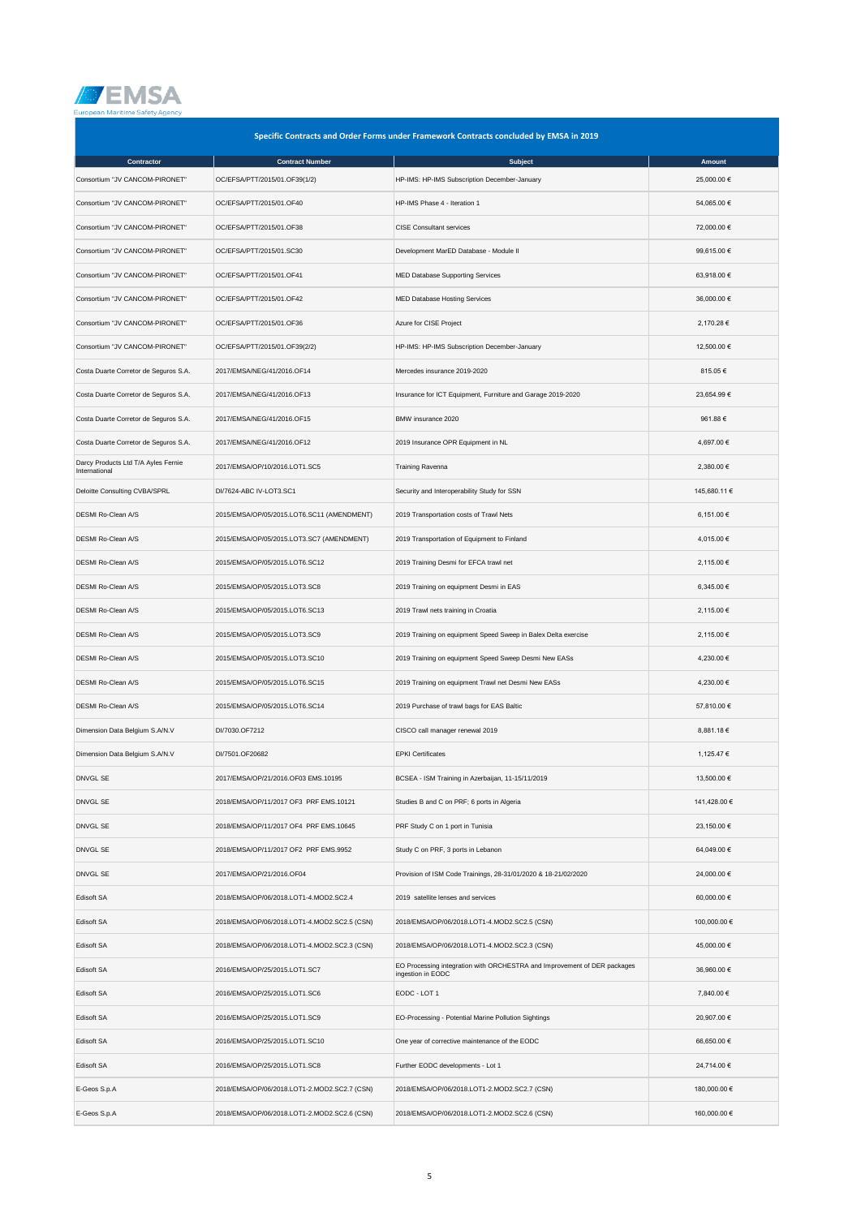## Specific Contracts and Order Forms under Framework Contracts concluded by EMSA in 2019

| Contractor | Contract Number | Subject | Amount |
|---|---|---|---|
| Consortium "JV CANCOM-PIRONET" | OC/EFSA/PTT/2015/01.OF39(1/2) | HP-IMS: HP-IMS Subscription December-January | 25,000.00 € |
| Consortium "JV CANCOM-PIRONET" | OC/EFSA/PTT/2015/01.OF40 | HP-IMS Phase 4 - Iteration 1 | 54,065.00 € |
| Consortium "JV CANCOM-PIRONET" | OC/EFSA/PTT/2015/01.OF38 | CISE Consultant services | 72,000.00 € |
| Consortium "JV CANCOM-PIRONET" | OC/EFSA/PTT/2015/01.SC30 | Development MarED Database - Module II | 99,615.00 € |
| Consortium "JV CANCOM-PIRONET" | OC/EFSA/PTT/2015/01.OF41 | MED Database Supporting Services | 63,918.00 € |
| Consortium "JV CANCOM-PIRONET" | OC/EFSA/PTT/2015/01.OF42 | MED Database Hosting Services | 36,000.00 € |
| Consortium "JV CANCOM-PIRONET" | OC/EFSA/PTT/2015/01.OF36 | Azure for CISE Project | 2,170.28 € |
| Consortium "JV CANCOM-PIRONET" | OC/EFSA/PTT/2015/01.OF39(2/2) | HP-IMS: HP-IMS Subscription December-January | 12,500.00 € |
| Costa Duarte Corretor de Seguros S.A. | 2017/EMSA/NEG/41/2016.OF14 | Mercedes insurance 2019-2020 | 815.05 € |
| Costa Duarte Corretor de Seguros S.A. | 2017/EMSA/NEG/41/2016.OF13 | Insurance for ICT Equipment, Furniture and Garage 2019-2020 | 23,654.99 € |
| Costa Duarte Corretor de Seguros S.A. | 2017/EMSA/NEG/41/2016.OF15 | BMW insurance 2020 | 961.88 € |
| Costa Duarte Corretor de Seguros S.A. | 2017/EMSA/NEG/41/2016.OF12 | 2019 Insurance OPR Equipment in NL | 4,697.00 € |
| Darcy Products Ltd T/A Ayles Fernie International | 2017/EMSA/OP/10/2016.LOT1.SC5 | Training Ravenna | 2,380.00 € |
| Deloitte Consulting CVBA/SPRL | DI/7624-ABC IV-LOT3.SC1 | Security and Interoperability Study for SSN | 145,680.11 € |
| DESMI Ro-Clean A/S | 2015/EMSA/OP/05/2015.LOT6.SC11 (AMENDMENT) | 2019 Transportation costs of Trawl Nets | 6,151.00 € |
| DESMI Ro-Clean A/S | 2015/EMSA/OP/05/2015.LOT3.SC7 (AMENDMENT) | 2019 Transportation of Equipment to Finland | 4,015.00 € |
| DESMI Ro-Clean A/S | 2015/EMSA/OP/05/2015.LOT6.SC12 | 2019 Training Desmi for EFCA trawl net | 2,115.00 € |
| DESMI Ro-Clean A/S | 2015/EMSA/OP/05/2015.LOT3.SC8 | 2019 Training on equipment Desmi in EAS | 6,345.00 € |
| DESMI Ro-Clean A/S | 2015/EMSA/OP/05/2015.LOT6.SC13 | 2019 Trawl nets training in Croatia | 2,115.00 € |
| DESMI Ro-Clean A/S | 2015/EMSA/OP/05/2015.LOT3.SC9 | 2019 Training on equipment Speed Sweep in Balex Delta exercise | 2,115.00 € |
| DESMI Ro-Clean A/S | 2015/EMSA/OP/05/2015.LOT3.SC10 | 2019 Training on equipment Speed Sweep Desmi New EASs | 4,230.00 € |
| DESMI Ro-Clean A/S | 2015/EMSA/OP/05/2015.LOT6.SC15 | 2019 Training on equipment Trawl net Desmi New EASs | 4,230.00 € |
| DESMI Ro-Clean A/S | 2015/EMSA/OP/05/2015.LOT6.SC14 | 2019 Purchase of trawl bags for EAS Baltic | 57,810.00 € |
| Dimension Data Belgium S.A/N.V | DI/7030.OF7212 | CISCO call manager renewal 2019 | 8,881.18 € |
| Dimension Data Belgium S.A/N.V | DI/7501.OF20682 | EPKI Certificates | 1,125.47 € |
| DNVGL SE | 2017/EMSA/OP/21/2016.OF03 EMS.10195 | BCSEA - ISM Training in Azerbaijan, 11-15/11/2019 | 13,500.00 € |
| DNVGL SE | 2018/EMSA/OP/11/2017 OF3 PRF EMS.10121 | Studies B and C on PRF; 6 ports in Algeria | 141,428.00 € |
| DNVGL SE | 2018/EMSA/OP/11/2017 OF4 PRF EMS.10645 | PRF Study C on 1 port in Tunisia | 23,150.00 € |
| DNVGL SE | 2018/EMSA/OP/11/2017 OF2 PRF EMS.9952 | Study C on PRF, 3 ports in Lebanon | 64,049.00 € |
| DNVGL SE | 2017/EMSA/OP/21/2016.OF04 | Provision of ISM Code Trainings, 28-31/01/2020 & 18-21/02/2020 | 24,000.00 € |
| Edisoft SA | 2018/EMSA/OP/06/2018.LOT1-4.MOD2.SC2.4 | 2019 satellite lenses and services | 60,000.00 € |
| Edisoft SA | 2018/EMSA/OP/06/2018.LOT1-4.MOD2.SC2.5 (CSN) | 2018/EMSA/OP/06/2018.LOT1-4.MOD2.SC2.5 (CSN) | 100,000.00 € |
| Edisoft SA | 2018/EMSA/OP/06/2018.LOT1-4.MOD2.SC2.3 (CSN) | 2018/EMSA/OP/06/2018.LOT1-4.MOD2.SC2.3 (CSN) | 45,000.00 € |
| Edisoft SA | 2016/EMSA/OP/25/2015.LOT1.SC7 | EO Processing integration with ORCHESTRA and Improvement of DER packages ingestion in EODC | 36,960.00 € |
| Edisoft SA | 2016/EMSA/OP/25/2015.LOT1.SC6 | EODC - LOT 1 | 7,840.00 € |
| Edisoft SA | 2016/EMSA/OP/25/2015.LOT1.SC9 | EO-Processing - Potential Marine Pollution Sightings | 20,907.00 € |
| Edisoft SA | 2016/EMSA/OP/25/2015.LOT1.SC10 | One year of corrective maintenance of the EODC | 66,650.00 € |
| Edisoft SA | 2016/EMSA/OP/25/2015.LOT1.SC8 | Further EODC developments - Lot 1 | 24,714.00 € |
| E-Geos S.p.A | 2018/EMSA/OP/06/2018.LOT1-2.MOD2.SC2.7 (CSN) | 2018/EMSA/OP/06/2018.LOT1-2.MOD2.SC2.7 (CSN) | 180,000.00 € |
| E-Geos S.p.A | 2018/EMSA/OP/06/2018.LOT1-2.MOD2.SC2.6 (CSN) | 2018/EMSA/OP/06/2018.LOT1-2.MOD2.SC2.6 (CSN) | 160,000.00 € |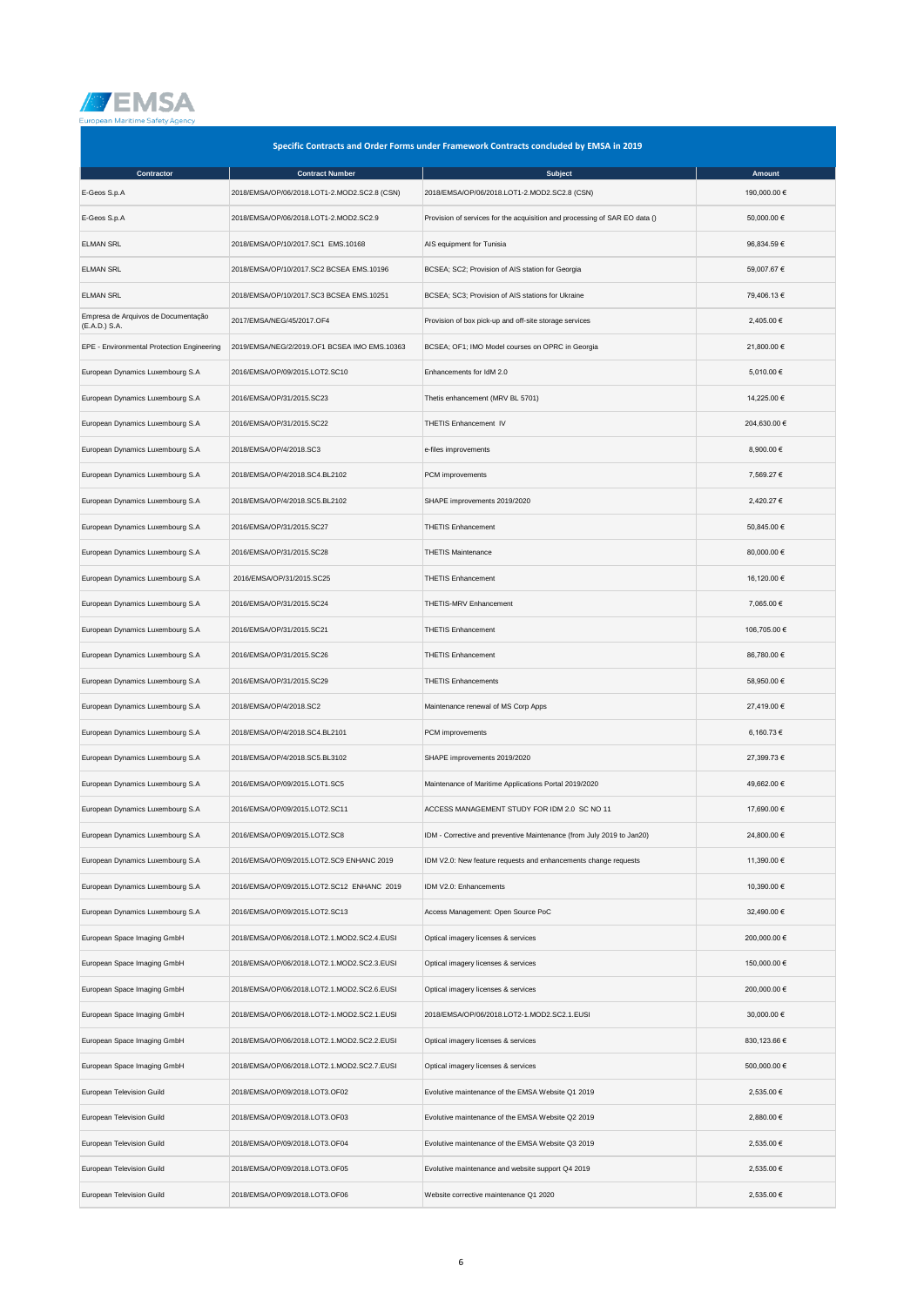**EMSA** European Maritime Safety Agency

## Specific Contracts and Order Forms under Framework Contracts concluded by EMSA in 2019

| Contractor | Contract Number | Subject | Amount |
|---|---|---|---|
| E-Geos S.p.A | 2018/EMSA/OP/06/2018.LOT1-2.MOD2.SC2.8 (CSN) | 2018/EMSA/OP/06/2018.LOT1-2.MOD2.SC2.8 (CSN) | 190,000.00 € |
| E-Geos S.p.A | 2018/EMSA/OP/06/2018.LOT1-2.MOD2.SC2.9 | Provision of services for the acquisition and processing of SAR EO data () | 50,000.00 € |
| ELMAN SRL | 2018/EMSA/OP/10/2017.SC1 EMS.10168 | AIS equipment for Tunisia | 96,834.59 € |
| ELMAN SRL | 2018/EMSA/OP/10/2017.SC2 BCSEA EMS.10196 | BCSEA; SC2; Provision of AIS station for Georgia | 59,007.67 € |
| ELMAN SRL | 2018/EMSA/OP/10/2017.SC3 BCSEA EMS.10251 | BCSEA; SC3; Provision of AIS stations for Ukraine | 79,406.13 € |
| Empresa de Arquivos de Documentação (E.A.D.) S.A. | 2017/EMSA/NEG/45/2017.OF4 | Provision of box pick-up and off-site storage services | 2,405.00 € |
| EPE - Environmental Protection Engineering | 2019/EMSA/NEG/2/2019.OF1 BCSEA IMO EMS.10363 | BCSEA; OF1; IMO Model courses on OPRC in Georgia | 21,800.00 € |
| European Dynamics Luxembourg S.A | 2016/EMSA/OP/09/2015.LOT2.SC10 | Enhancements for IdM 2.0 | 5,010.00 € |
| European Dynamics Luxembourg S.A | 2016/EMSA/OP/31/2015.SC23 | Thetis enhancement (MRV BL 5701) | 14,225.00 € |
| European Dynamics Luxembourg S.A | 2016/EMSA/OP/31/2015.SC22 | THETIS Enhancement IV | 204,630.00 € |
| European Dynamics Luxembourg S.A | 2018/EMSA/OP/4/2018.SC3 | e-files improvements | 8,900.00 € |
| European Dynamics Luxembourg S.A | 2018/EMSA/OP/4/2018.SC4.BL2102 | PCM improvements | 7,569.27 € |
| European Dynamics Luxembourg S.A | 2018/EMSA/OP/4/2018.SC5.BL2102 | SHAPE improvements 2019/2020 | 2,420.27 € |
| European Dynamics Luxembourg S.A | 2016/EMSA/OP/31/2015.SC27 | THETIS Enhancement | 50,845.00 € |
| European Dynamics Luxembourg S.A | 2016/EMSA/OP/31/2015.SC28 | THETIS Maintenance | 80,000.00 € |
| European Dynamics Luxembourg S.A | 2016/EMSA/OP/31/2015.SC25 | THETIS Enhancement | 16,120.00 € |
| European Dynamics Luxembourg S.A | 2016/EMSA/OP/31/2015.SC24 | THETIS-MRV Enhancement | 7,065.00 € |
| European Dynamics Luxembourg S.A | 2016/EMSA/OP/31/2015.SC21 | THETIS Enhancement | 106,705.00 € |
| European Dynamics Luxembourg S.A | 2016/EMSA/OP/31/2015.SC26 | THETIS Enhancement | 86,780.00 € |
| European Dynamics Luxembourg S.A | 2016/EMSA/OP/31/2015.SC29 | THETIS Enhancements | 58,950.00 € |
| European Dynamics Luxembourg S.A | 2018/EMSA/OP/4/2018.SC2 | Maintenance renewal of MS Corp Apps | 27,419.00 € |
| European Dynamics Luxembourg S.A | 2018/EMSA/OP/4/2018.SC4.BL2101 | PCM improvements | 6,160.73 € |
| European Dynamics Luxembourg S.A | 2018/EMSA/OP/4/2018.SC5.BL3102 | SHAPE improvements 2019/2020 | 27,399.73 € |
| European Dynamics Luxembourg S.A | 2016/EMSA/OP/09/2015.LOT1.SC5 | Maintenance of Maritime Applications Portal 2019/2020 | 49,662.00 € |
| European Dynamics Luxembourg S.A | 2016/EMSA/OP/09/2015.LOT2.SC11 | ACCESS MANAGEMENT STUDY FOR IDM 2.0 SC NO 11 | 17,690.00 € |
| European Dynamics Luxembourg S.A | 2016/EMSA/OP/09/2015.LOT2.SC8 | IDM - Corrective and preventive Maintenance (from July 2019 to Jan20) | 24,800.00 € |
| European Dynamics Luxembourg S.A | 2016/EMSA/OP/09/2015.LOT2.SC9 ENHANC 2019 | IDM V2.0: New feature requests and enhancements change requests | 11,390.00 € |
| European Dynamics Luxembourg S.A | 2016/EMSA/OP/09/2015.LOT2.SC12 ENHANC 2019 | IDM V2.0: Enhancements | 10,390.00 € |
| European Dynamics Luxembourg S.A | 2016/EMSA/OP/09/2015.LOT2.SC13 | Access Management: Open Source PoC | 32,490.00 € |
| European Space Imaging GmbH | 2018/EMSA/OP/06/2018.LOT2.1.MOD2.SC2.4.EUSI | Optical imagery licenses & services | 200,000.00 € |
| European Space Imaging GmbH | 2018/EMSA/OP/06/2018.LOT2.1.MOD2.SC2.3.EUSI | Optical imagery licenses & services | 150,000.00 € |
| European Space Imaging GmbH | 2018/EMSA/OP/06/2018.LOT2.1.MOD2.SC2.6.EUSI | Optical imagery licenses & services | 200,000.00 € |
| European Space Imaging GmbH | 2018/EMSA/OP/06/2018.LOT2-1.MOD2.SC2.1.EUSI | 2018/EMSA/OP/06/2018.LOT2-1.MOD2.SC2.1.EUSI | 30,000.00 € |
| European Space Imaging GmbH | 2018/EMSA/OP/06/2018.LOT2.1.MOD2.SC2.2.EUSI | Optical imagery licenses & services | 830,123.66 € |
| European Space Imaging GmbH | 2018/EMSA/OP/06/2018.LOT2.1.MOD2.SC2.7.EUSI | Optical imagery licenses & services | 500,000.00 € |
| European Television Guild | 2018/EMSA/OP/09/2018.LOT3.OF02 | Evolutive maintenance of the EMSA Website Q1 2019 | 2,535.00 € |
| European Television Guild | 2018/EMSA/OP/09/2018.LOT3.OF03 | Evolutive maintenance of the EMSA Website Q2 2019 | 2,880.00 € |
| European Television Guild | 2018/EMSA/OP/09/2018.LOT3.OF04 | Evolutive maintenance of the EMSA Website Q3 2019 | 2,535.00 € |
| European Television Guild | 2018/EMSA/OP/09/2018.LOT3.OF05 | Evolutive maintenance and website support Q4 2019 | 2,535.00 € |
| European Television Guild | 2018/EMSA/OP/09/2018.LOT3.OF06 | Website corrective maintenance Q1 2020 | 2,535.00 € |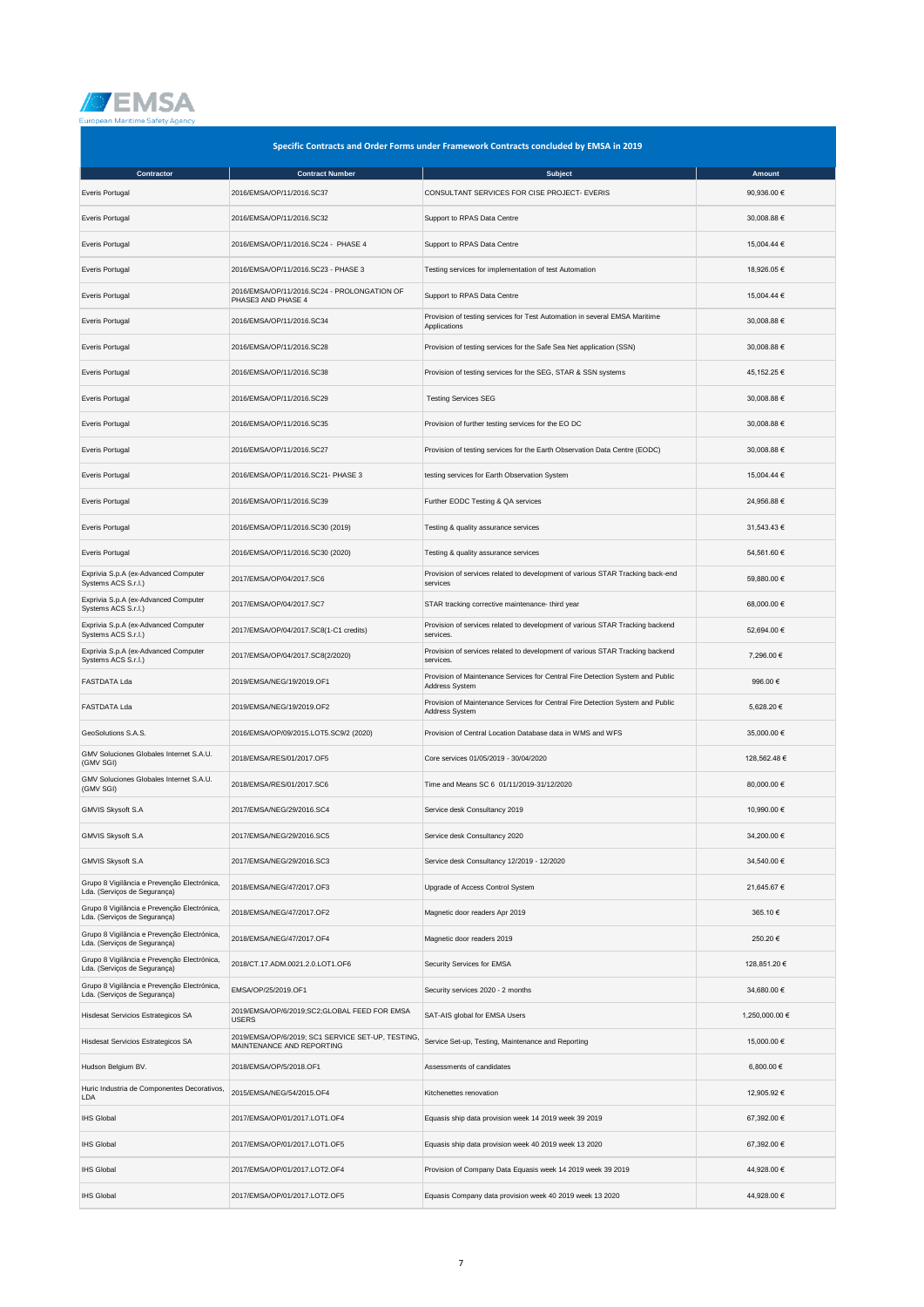## Specific Contracts and Order Forms under Framework Contracts concluded by EMSA in 2019

| Contractor | Contract Number | Subject | Amount |
|---|---|---|---|
| Everis Portugal | 2016/EMSA/OP/11/2016.SC37 | CONSULTANT SERVICES FOR CISE PROJECT- EVERIS | 90,936.00 € |
| Everis Portugal | 2016/EMSA/OP/11/2016.SC32 | Support to RPAS Data Centre | 30,008.88 € |
| Everis Portugal | 2016/EMSA/OP/11/2016.SC24 - PHASE 4 | Support to RPAS Data Centre | 15,004.44 € |
| Everis Portugal | 2016/EMSA/OP/11/2016.SC23 - PHASE 3 | Testing services for implementation of test Automation | 18,926.05 € |
| Everis Portugal | 2016/EMSA/OP/11/2016.SC24 - PROLONGATION OF PHASE3 AND PHASE 4 | Support to RPAS Data Centre | 15,004.44 € |
| Everis Portugal | 2016/EMSA/OP/11/2016.SC34 | Provision of testing services for Test Automation in several EMSA Maritime Applications | 30,008.88 € |
| Everis Portugal | 2016/EMSA/OP/11/2016.SC28 | Provision of testing services for the Safe Sea Net application (SSN) | 30,008.88 € |
| Everis Portugal | 2016/EMSA/OP/11/2016.SC38 | Provision of testing services for the SEG, STAR & SSN systems | 45,152.25 € |
| Everis Portugal | 2016/EMSA/OP/11/2016.SC29 | Testing Services SEG | 30,008.88 € |
| Everis Portugal | 2016/EMSA/OP/11/2016.SC35 | Provision of further testing services for the EO DC | 30,008.88 € |
| Everis Portugal | 2016/EMSA/OP/11/2016.SC27 | Provision of testing services for the Earth Observation Data Centre (EODC) | 30,008.88 € |
| Everis Portugal | 2016/EMSA/OP/11/2016.SC21- PHASE 3 | testing services for Earth Observation System | 15,004.44 € |
| Everis Portugal | 2016/EMSA/OP/11/2016.SC39 | Further EODC Testing & QA services | 24,956.88 € |
| Everis Portugal | 2016/EMSA/OP/11/2016.SC30 (2019) | Testing & quality assurance services | 31,543.43 € |
| Everis Portugal | 2016/EMSA/OP/11/2016.SC30 (2020) | Testing & quality assurance services | 54,561.60 € |
| Exprivia S.p.A (ex-Advanced Computer Systems ACS S.r.l.) | 2017/EMSA/OP/04/2017.SC6 | Provision of services related to development of various STAR Tracking back-end services | 59,880.00 € |
| Exprivia S.p.A (ex-Advanced Computer Systems ACS S.r.l.) | 2017/EMSA/OP/04/2017.SC7 | STAR tracking corrective maintenance- third year | 68,000.00 € |
| Exprivia S.p.A (ex-Advanced Computer Systems ACS S.r.l.) | 2017/EMSA/OP/04/2017.SC8(1-C1 credits) | Provision of services related to development of various STAR Tracking backend services. | 52,694.00 € |
| Exprivia S.p.A (ex-Advanced Computer Systems ACS S.r.l.) | 2017/EMSA/OP/04/2017.SC8(2/2020) | Provision of services related to development of various STAR Tracking backend services. | 7,296.00 € |
| FASTDATA Lda | 2019/EMSA/NEG/19/2019.OF1 | Provision of Maintenance Services for Central Fire Detection System and Public Address System | 996.00 € |
| FASTDATA Lda | 2019/EMSA/NEG/19/2019.OF2 | Provision of Maintenance Services for Central Fire Detection System and Public Address System | 5,628.20 € |
| GeoSolutions S.A.S. | 2016/EMSA/OP/09/2015.LOT5.SC9/2 (2020) | Provision of Central Location Database data in WMS and WFS | 35,000.00 € |
| GMV Soluciones Globales Internet S.A.U. (GMV SGI) | 2018/EMSA/RES/01/2017.OF5 | Core services 01/05/2019 - 30/04/2020 | 128,562.48 € |
| GMV Soluciones Globales Internet S.A.U. (GMV SGI) | 2018/EMSA/RES/01/2017.SC6 | Time and Means SC 6 01/11/2019-31/12/2020 | 80,000.00 € |
| GMVIS Skysoft S.A | 2017/EMSA/NEG/29/2016.SC4 | Service desk Consultancy 2019 | 10,990.00 € |
| GMVIS Skysoft S.A | 2017/EMSA/NEG/29/2016.SC5 | Service desk Consultancy 2020 | 34,200.00 € |
| GMVIS Skysoft S.A | 2017/EMSA/NEG/29/2016.SC3 | Service desk Consultancy 12/2019 - 12/2020 | 34,540.00 € |
| Grupo 8 Vigilância e Prevenção Electrónica, Lda. (Serviços de Segurança) | 2018/EMSA/NEG/47/2017.OF3 | Upgrade of Access Control System | 21,645.67 € |
| Grupo 8 Vigilância e Prevenção Electrónica, Lda. (Serviços de Segurança) | 2018/EMSA/NEG/47/2017.OF2 | Magnetic door readers Apr 2019 | 365.10 € |
| Grupo 8 Vigilância e Prevenção Electrónica, Lda. (Serviços de Segurança) | 2018/EMSA/NEG/47/2017.OF4 | Magnetic door readers 2019 | 250.20 € |
| Grupo 8 Vigilância e Prevenção Electrónica, Lda. (Serviços de Segurança) | 2018/CT.17.ADM.0021.2.0.LOT1.OF6 | Security Services for EMSA | 128,851.20 € |
| Grupo 8 Vigilância e Prevenção Electrónica, Lda. (Serviços de Segurança) | EMSA/OP/25/2019.OF1 | Security services 2020 - 2 months | 34,680.00 € |
| Hisdesat Servicios Estrategicos SA | 2019/EMSA/OP/6/2019;SC2;GLOBAL FEED FOR EMSA USERS | SAT-AIS global for EMSA Users | 1,250,000.00 € |
| Hisdesat Servicios Estrategicos SA | 2019/EMSA/OP/6/2019; SC1 SERVICE SET-UP, TESTING, MAINTENANCE AND REPORTING | Service Set-up, Testing, Maintenance and Reporting | 15,000.00 € |
| Hudson Belgium BV. | 2018/EMSA/OP/5/2018.OF1 | Assessments of candidates | 6,800.00 € |
| Huric Industria de Componentes Decorativos, LDA | 2015/EMSA/NEG/54/2015.OF4 | Kitchenettes renovation | 12,905.92 € |
| IHS Global | 2017/EMSA/OP/01/2017.LOT1.OF4 | Equasis ship data provision week 14 2019 week 39 2019 | 67,392.00 € |
| IHS Global | 2017/EMSA/OP/01/2017.LOT1.OF5 | Equasis ship data provision week 40 2019 week 13 2020 | 67,392.00 € |
| IHS Global | 2017/EMSA/OP/01/2017.LOT2.OF4 | Provision of Company Data Equasis week 14 2019 week 39 2019 | 44,928.00 € |
| IHS Global | 2017/EMSA/OP/01/2017.LOT2.OF5 | Equasis Company data provision week 40 2019 week 13 2020 | 44,928.00 € |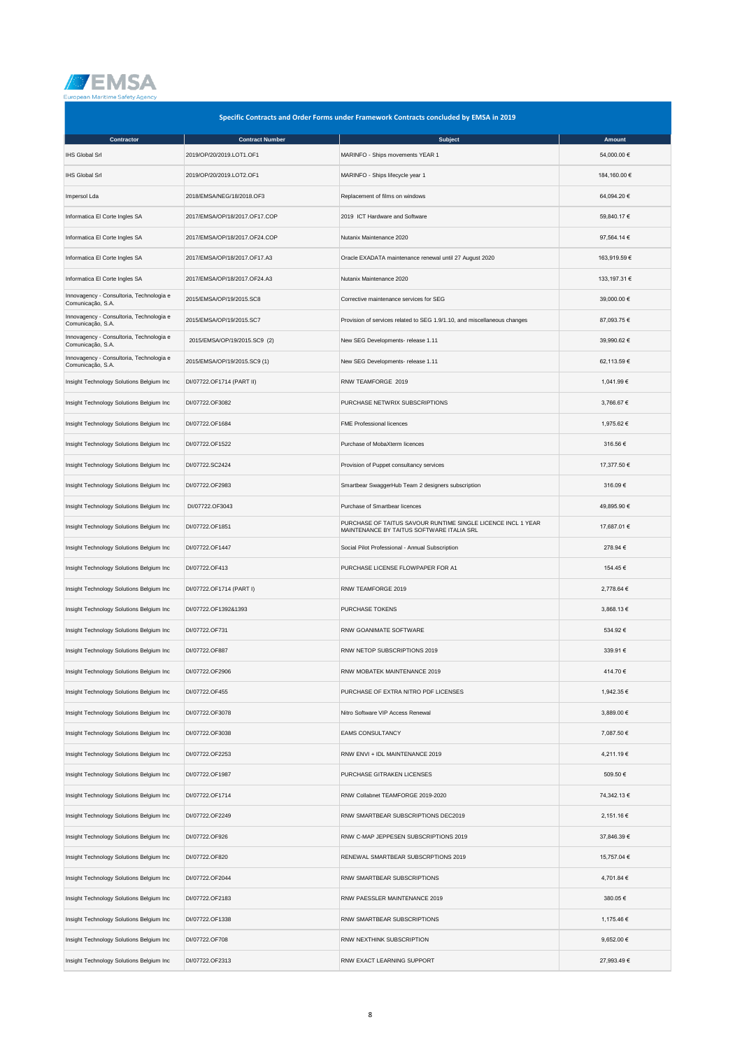## Specific Contracts and Order Forms under Framework Contracts concluded by EMSA in 2019

| Contractor | Contract Number | Subject | Amount |
|---|---|---|---|
| IHS Global Srl | 2019/OP/20/2019.LOT1.OF1 | MARINFO - Ships movements YEAR 1 | 54,000.00 € |
| IHS Global Srl | 2019/OP/20/2019.LOT2.OF1 | MARINFO - Ships lifecycle year 1 | 184,160.00 € |
| Impersol Lda | 2018/EMSA/NEG/18/2018.OF3 | Replacement of films on windows | 64,094.20 € |
| Informatica El Corte Ingles SA | 2017/EMSA/OP/18/2017.OF17.COP | 2019 ICT Hardware and Software | 59,840.17 € |
| Informatica El Corte Ingles SA | 2017/EMSA/OP/18/2017.OF24.COP | Nutanix Maintenance 2020 | 97,564.14 € |
| Informatica El Corte Ingles SA | 2017/EMSA/OP/18/2017.OF17.A3 | Oracle EXADATA maintenance renewal until 27 August 2020 | 163,919.59 € |
| Informatica El Corte Ingles SA | 2017/EMSA/OP/18/2017.OF24.A3 | Nutanix Maintenance 2020 | 133,197.31 € |
| Innovagency - Consultoria, Technologia e Comunicação, S.A. | 2015/EMSA/OP/19/2015.SC8 | Corrective maintenance services for SEG | 39,000.00 € |
| Innovagency - Consultoria, Technologia e Comunicação, S.A. | 2015/EMSA/OP/19/2015.SC7 | Provision of services related to SEG 1.9/1.10, and miscellaneous changes | 87,093.75 € |
| Innovagency - Consultoria, Technologia e Comunicação, S.A. | 2015/EMSA/OP/19/2015.SC9 (2) | New SEG Developments- release 1.11 | 39,990.62 € |
| Innovagency - Consultoria, Technologia e Comunicação, S.A. | 2015/EMSA/OP/19/2015.SC9 (1) | New SEG Developments- release 1.11 | 62,113.59 € |
| Insight Technology Solutions Belgium Inc | DI/07722.OF1714 (PART II) | RNW TEAMFORGE 2019 | 1,041.99 € |
| Insight Technology Solutions Belgium Inc | DI/07722.OF3082 | PURCHASE NETWRIX SUBSCRIPTIONS | 3,766.67 € |
| Insight Technology Solutions Belgium Inc | DI/07722.OF1684 | FME Professional licences | 1,975.62 € |
| Insight Technology Solutions Belgium Inc | DI/07722.OF1522 | Purchase of MobaXterm licences | 316.56 € |
| Insight Technology Solutions Belgium Inc | DI/07722.SC2424 | Provision of Puppet consultancy services | 17,377.50 € |
| Insight Technology Solutions Belgium Inc | DI/07722.OF2983 | Smartbear SwaggerHub Team 2 designers subscription | 316.09 € |
| Insight Technology Solutions Belgium Inc | DI/07722.OF3043 | Purchase of Smartbear licences | 49,895.90 € |
| Insight Technology Solutions Belgium Inc | DI/07722.OF1851 | PURCHASE OF TAITUS SAVOUR RUNTIME SINGLE LICENCE INCL 1 YEAR MAINTENANCE BY TAITUS SOFTWARE ITALIA SRL | 17,687.01 € |
| Insight Technology Solutions Belgium Inc | DI/07722.OF1447 | Social Pilot Professional - Annual Subscription | 278.94 € |
| Insight Technology Solutions Belgium Inc | DI/07722.OF413 | PURCHASE LICENSE FLOWPAPER FOR A1 | 154.45 € |
| Insight Technology Solutions Belgium Inc | DI/07722.OF1714 (PART I) | RNW TEAMFORGE 2019 | 2,778.64 € |
| Insight Technology Solutions Belgium Inc | DI/07722.OF1392&1393 | PURCHASE TOKENS | 3,868.13 € |
| Insight Technology Solutions Belgium Inc | DI/07722.OF731 | RNW GOANIMATE SOFTWARE | 534.92 € |
| Insight Technology Solutions Belgium Inc | DI/07722.OF887 | RNW NETOP SUBSCRIPTIONS 2019 | 339.91 € |
| Insight Technology Solutions Belgium Inc | DI/07722.OF2906 | RNW MOBATEK MAINTENANCE 2019 | 414.70 € |
| Insight Technology Solutions Belgium Inc | DI/07722.OF455 | PURCHASE OF EXTRA NITRO PDF LICENSES | 1,942.35 € |
| Insight Technology Solutions Belgium Inc | DI/07722.OF3078 | Nitro Software VIP Access Renewal | 3,889.00 € |
| Insight Technology Solutions Belgium Inc | DI/07722.OF3038 | EAMS CONSULTANCY | 7,087.50 € |
| Insight Technology Solutions Belgium Inc | DI/07722.OF2253 | RNW ENVI + IDL MAINTENANCE 2019 | 4,211.19 € |
| Insight Technology Solutions Belgium Inc | DI/07722.OF1987 | PURCHASE GITRAKEN LICENSES | 509.50 € |
| Insight Technology Solutions Belgium Inc | DI/07722.OF1714 | RNW Collabnet TEAMFORGE 2019-2020 | 74,342.13 € |
| Insight Technology Solutions Belgium Inc | DI/07722.OF2249 | RNW SMARTBEAR SUBSCRIPTIONS DEC2019 | 2,151.16 € |
| Insight Technology Solutions Belgium Inc | DI/07722.OF926 | RNW C-MAP JEPPESEN SUBSCRIPTIONS 2019 | 37,846.39 € |
| Insight Technology Solutions Belgium Inc | DI/07722.OF820 | RENEWAL SMARTBEAR SUBSCRPTIONS 2019 | 15,757.04 € |
| Insight Technology Solutions Belgium Inc | DI/07722.OF2044 | RNW SMARTBEAR SUBSCRIPTIONS | 4,701.84 € |
| Insight Technology Solutions Belgium Inc | DI/07722.OF2183 | RNW PAESSLER MAINTENANCE 2019 | 380.05 € |
| Insight Technology Solutions Belgium Inc | DI/07722.OF1338 | RNW SMARTBEAR SUBSCRIPTIONS | 1,175.46 € |
| Insight Technology Solutions Belgium Inc | DI/07722.OF708 | RNW NEXTHINK SUBSCRIPTION | 9,652.00 € |
| Insight Technology Solutions Belgium Inc | DI/07722.OF2313 | RNW EXACT LEARNING SUPPORT | 27,993.49 € |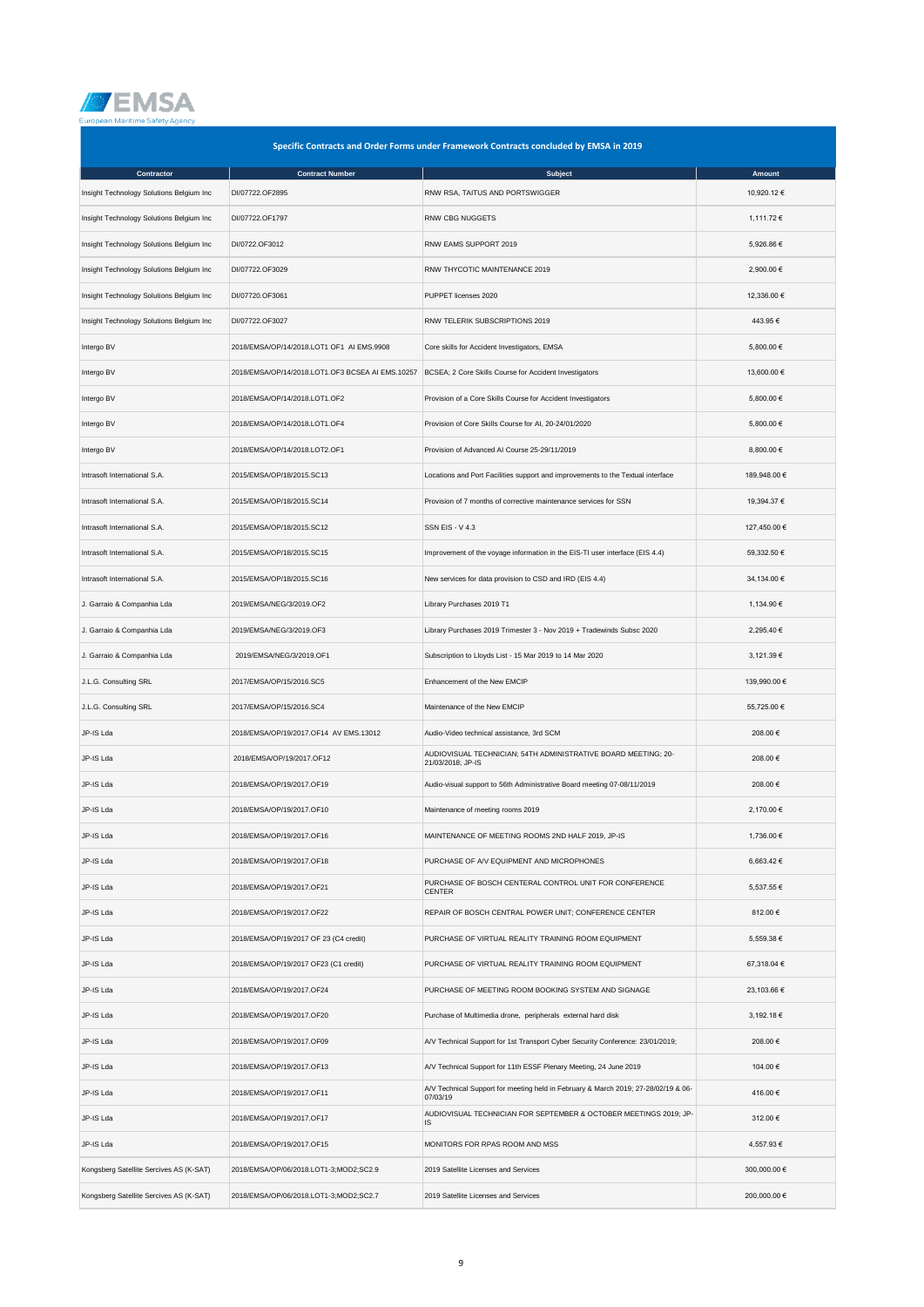## Specific Contracts and Order Forms under Framework Contracts concluded by EMSA in 2019

| Contractor | Contract Number | Subject | Amount |
|---|---|---|---|
| Insight Technology Solutions Belgium Inc | DI/07722.OF2895 | RNW RSA, TAITUS AND PORTSWIGGER | 10,920.12 € |
| Insight Technology Solutions Belgium Inc | DI/07722.OF1797 | RNW CBG NUGGETS | 1,111.72 € |
| Insight Technology Solutions Belgium Inc | DI/0722.OF3012 | RNW EAMS SUPPORT 2019 | 5,926.86 € |
| Insight Technology Solutions Belgium Inc | DI/07722.OF3029 | RNW THYCOTIC MAINTENANCE 2019 | 2,900.00 € |
| Insight Technology Solutions Belgium Inc | DI/07720.OF3061 | PUPPET licenses 2020 | 12,336.00 € |
| Insight Technology Solutions Belgium Inc | DI/07722.OF3027 | RNW TELERIK SUBSCRIPTIONS 2019 | 443.95 € |
| Intergo BV | 2018/EMSA/OP/14/2018.LOT1 OF1 AI EMS.9908 | Core skills for Accident Investigators, EMSA | 5,800.00 € |
| Intergo BV | 2018/EMSA/OP/14/2018.LOT1.OF3 BCSEA AI EMS.10257 | BCSEA; 2 Core Skills Course for Accident Investigators | 13,600.00 € |
| Intergo BV | 2018/EMSA/OP/14/2018.LOT1.OF2 | Provision of a Core Skills Course for Accident Investigators | 5,800.00 € |
| Intergo BV | 2018/EMSA/OP/14/2018.LOT1.OF4 | Provision of Core Skills Course for AI, 20-24/01/2020 | 5,800.00 € |
| Intergo BV | 2018/EMSA/OP/14/2018.LOT2.OF1 | Provision of Advanced AI Course 25-29/11/2019 | 8,800.00 € |
| Intrasoft International S.A. | 2015/EMSA/OP/18/2015.SC13 | Locations and Port Facilities support and improvements to the Textual interface | 189,948.00 € |
| Intrasoft International S.A. | 2015/EMSA/OP/18/2015.SC14 | Provision of 7 months of corrective maintenance services for SSN | 19,394.37 € |
| Intrasoft International S.A. | 2015/EMSA/OP/18/2015.SC12 | SSN EIS - V 4.3 | 127,450.00 € |
| Intrasoft International S.A. | 2015/EMSA/OP/18/2015.SC15 | Improvement of the voyage information in the EIS-TI user interface (EIS 4.4) | 59,332.50 € |
| Intrasoft International S.A. | 2015/EMSA/OP/18/2015.SC16 | New services for data provision to CSD and IRD (EIS 4.4) | 34,134.00 € |
| J. Garraio & Companhia Lda | 2019/EMSA/NEG/3/2019.OF2 | Library Purchases 2019 T1 | 1,134.90 € |
| J. Garraio & Companhia Lda | 2019/EMSA/NEG/3/2019.OF3 | Library Purchases 2019 Trimester 3 - Nov 2019 + Tradewinds Subsc 2020 | 2,295.40 € |
| J. Garraio & Companhia Lda | 2019/EMSA/NEG/3/2019.OF1 | Subscription to Lloyds List - 15 Mar 2019 to 14 Mar 2020 | 3,121.39 € |
| J.L.G. Consulting SRL | 2017/EMSA/OP/15/2016.SC5 | Enhancement of the New EMCIP | 139,990.00 € |
| J.L.G. Consulting SRL | 2017/EMSA/OP/15/2016.SC4 | Maintenance of the New EMCIP | 55,725.00 € |
| JP-IS Lda | 2018/EMSA/OP/19/2017.OF14 AV EMS.13012 | Audio-Video technical assistance, 3rd SCM | 208.00 € |
| JP-IS Lda | 2018/EMSA/OP/19/2017.OF12 | AUDIOVISUAL TECHNICIAN; 54TH ADMINISTRATIVE BOARD MEETING; 20-21/03/2018; JP-IS | 208.00 € |
| JP-IS Lda | 2018/EMSA/OP/19/2017.OF19 | Audio-visual support to 56th Administrative Board meeting 07-08/11/2019 | 208.00 € |
| JP-IS Lda | 2018/EMSA/OP/19/2017.OF10 | Maintenance of meeting rooms 2019 | 2,170.00 € |
| JP-IS Lda | 2018/EMSA/OP/19/2017.OF16 | MAINTENANCE OF MEETING ROOMS 2ND HALF 2019, JP-IS | 1,736.00 € |
| JP-IS Lda | 2018/EMSA/OP/19/2017.OF18 | PURCHASE OF A/V EQUIPMENT AND MICROPHONES | 6,663.42 € |
| JP-IS Lda | 2018/EMSA/OP/19/2017.OF21 | PURCHASE OF BOSCH CENTERAL CONTROL UNIT FOR CONFERENCE CENTER | 5,537.55 € |
| JP-IS Lda | 2018/EMSA/OP/19/2017.OF22 | REPAIR OF BOSCH CENTRAL POWER UNIT; CONFERENCE CENTER | 812.00 € |
| JP-IS Lda | 2018/EMSA/OP/19/2017 OF 23 (C4 credit) | PURCHASE OF VIRTUAL REALITY TRAINING ROOM EQUIPMENT | 5,559.38 € |
| JP-IS Lda | 2018/EMSA/OP/19/2017 OF23 (C1 credit) | PURCHASE OF VIRTUAL REALITY TRAINING ROOM EQUIPMENT | 67,318.04 € |
| JP-IS Lda | 2018/EMSA/OP/19/2017.OF24 | PURCHASE OF MEETING ROOM BOOKING SYSTEM AND SIGNAGE | 23,103.66 € |
| JP-IS Lda | 2018/EMSA/OP/19/2017.OF20 | Purchase of Multimedia drone, peripherals external hard disk | 3,192.18 € |
| JP-IS Lda | 2018/EMSA/OP/19/2017.OF09 | A/V Technical Support for 1st Transport Cyber Security Conference: 23/01/2019; | 208.00 € |
| JP-IS Lda | 2018/EMSA/OP/19/2017.OF13 | A/V Technical Support for 11th ESSF Plenary Meeting, 24 June 2019 | 104.00 € |
| JP-IS Lda | 2018/EMSA/OP/19/2017.OF11 | A/V Technical Support for meeting held in February & March 2019; 27-28/02/19 & 06-07/03/19 | 416.00 € |
| JP-IS Lda | 2018/EMSA/OP/19/2017.OF17 | AUDIOVISUAL TECHNICIAN FOR SEPTEMBER & OCTOBER MEETINGS 2019; JP-IS | 312.00 € |
| JP-IS Lda | 2018/EMSA/OP/19/2017.OF15 | MONITORS FOR RPAS ROOM AND MSS | 4,557.93 € |
| Kongsberg Satellite Sercives AS (K-SAT) | 2018/EMSA/OP/06/2018.LOT1-3;MOD2;SC2.9 | 2019 Satellite Licenses and Services | 300,000.00 € |
| Kongsberg Satellite Sercives AS (K-SAT) | 2018/EMSA/OP/06/2018.LOT1-3;MOD2;SC2.7 | 2019 Satellite Licenses and Services | 200,000.00 € |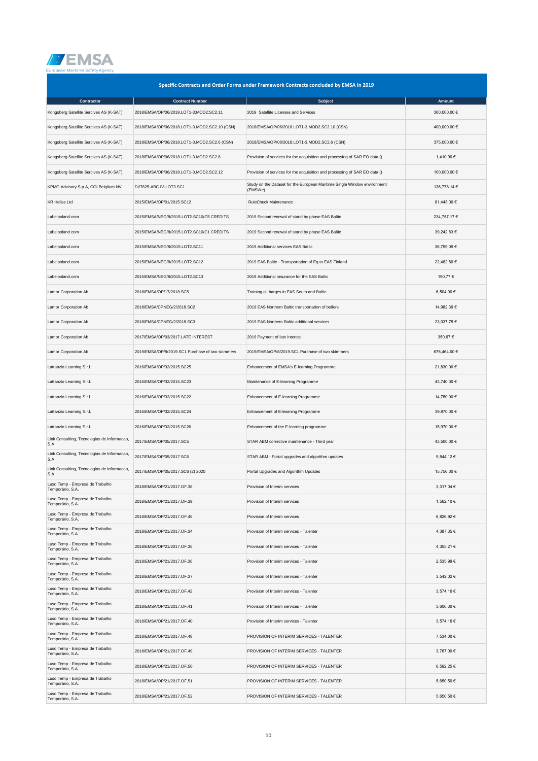## Specific Contracts and Order Forms under Framework Contracts concluded by EMSA in 2019

| Contractor | Contract Number | Subject | Amount |
|---|---|---|---|
| Kongsberg Satellite Sercives AS (K-SAT) | 2018/EMSA/OP/06/2018.LOT1-3;MOD2;SC2.11 | 2019 Satellite Licenses and Services | 360,000.00 € |
| Kongsberg Satellite Sercives AS (K-SAT) | 2018/EMSA/OP/06/2018.LOT1-3.MOD2.SC2.10 (CSN) | 2018/EMSA/OP/06/2018.LOT1-3.MOD2.SC2.10 (CSN) | 400,000.00 € |
| Kongsberg Satellite Sercives AS (K-SAT) | 2018/EMSA/OP/06/2018.LOT1-3.MOD2.SC2.6 (CSN) | 2018/EMSA/OP/06/2018.LOT1-3.MOD2.SC2.6 (CSN) | 375,000.00 € |
| Kongsberg Satellite Sercives AS (K-SAT) | 2018/EMSA/OP/06/2018.LOT1-3.MOD2.SC2.8 | Provision of services for the acquisition and processing of SAR EO data () | 1,410.90 € |
| Kongsberg Satellite Sercives AS (K-SAT) | 2018/EMSA/OP/06/2018.LOT1-3.MOD2.SC2.12 | Provision of services for the acquisition and processing of SAR EO data () | 100,000.00 € |
| KPMG Advisory S.p.A, CGI Belgium NV | DI/7625-ABC IV-LOT3.SC1 | Study on the Dataset for the European Maritime Single Window environment (EMSWe) | 136,778.14 € |
| KR Hellas Ltd | 2015/EMSA/OP/01/2015.SC12 | RuleCheck Maintenance | 81,443.00 € |
| Labelpoland.com | 2015/EMSA/NEG/8/2015.LOT2.SC10/C5 CREDITS | 2019 Second renewal of stand by phase EAS Baltic | 234,757.17 € |
| Labelpoland.com | 2015/EMSA/NEG/8/2015.LOT2.SC10/C1 CREDITS | 2019 Second renewal of stand by phase EAS Baltic | 39,242.83 € |
| Labelpoland.com | 2015/EMSA/NEG/8/2015.LOT2.SC11 | 2019 Additional services EAS Batlic | 36,799.09 € |
| Labelpoland.com | 2015/EMSA/NEG/8/2015.LOT2.SC12 | 2019 EAS Baltic - Transportation of Eq to EAS Finland | 22,482.80 € |
| Labelpoland.com | 2015/EMSA/NEG/8/2015.LOT2.SC13 | 2019 Additional insurance for the EAS Batlic | 190.77 € |
| Lamor Corporation Ab | 2018/EMSA/OP/17/2018.SC5 | Training oil barges in EAS South and Baltic | 6,504.00 € |
| Lamor Corporation Ab | 2018/EMSA/CPNEG/2/2018.SC2 | 2019 EAS Northern Baltic transportation of boilers | 14,982.39 € |
| Lamor Corporation Ab | 2018/EMSA/CPNEG/2/2018.SC3 | 2019 EAS Northern Baltic additional services | 23,037.75 € |
| Lamor Corporation Ab | 2017/EMSA/OP/03/2017.LATE INTEREST | 2019 Payment of late interest | 350.67 € |
| Lamor Corporation Ab | 2019/EMSA/OP/8/2019.SC1 Purchase of two skimmers | 2019/EMSA/OP/8/2019.SC1 Purchase of two skimmers | 676,464.00 € |
| Lattanzio Learning S.r.l. | 2016/EMSA/OP/32/2015.SC25 | Enhancement of EMSA's E-learning Programme | 21,830.00 € |
| Lattanzio Learning S.r.l. | 2016/EMSA/OP/32/2015.SC23 | Maintenance of E-learning Programme | 43,740.00 € |
| Lattanzio Learning S.r.l. | 2016/EMSA/OP/32/2015.SC22 | Enhancement of E-learning Programme | 14,750.00 € |
| Lattanzio Learning S.r.l. | 2016/EMSA/OP/32/2015.SC24 | Enhancement of E-learning Programme | 39,870.00 € |
| Lattanzio Learning S.r.l. | 2016/EMSA/OP/32/2015.SC26 | Enhancement of the E-learning programme | 15,970.00 € |
| Link Consulting, Tecnologias de Informacao, S.A | 2017/EMSA/OP/05/2017.SC5 | STAR ABM corrective maintenance - Third year | 43,500.00 € |
| Link Consulting, Tecnologias de Informacao, S.A | 2017/EMSA/OP/05/2017.SC6 | STAR ABM - Portal upgrades and algorithm updates | 9,844.12 € |
| Link Consulting, Tecnologias de Informacao, S.A | 2017/EMSA/OP/05/2017.SC6 (2) 2020 | Portal Upgrades and Algorithm Updates | 15,756.00 € |
| Luso Temp - Empresa de Trabalho Temporário, S.A. | 2018/EMSA/OP/21/2017.OF.38 | Provision of Interim services | 3,317.04 € |
| Luso Temp - Empresa de Trabalho Temporário, S.A. | 2018/EMSA/OP/21/2017.OF.39 | Provision of Interim services | 1,562.10 € |
| Luso Temp - Empresa de Trabalho Temporário, S.A. | 2018/EMSA/OP/21/2017.OF.45 | Provision of Interim services | 6,826.92 € |
| Luso Temp - Empresa de Trabalho Temporário, S.A. | 2018/EMSA/OP/21/2017.OF.34 | Provision of Interim services - Talenter | 4,387.35 € |
| Luso Temp - Empresa de Trabalho Temporário, S.A. | 2018/EMSA/OP/21/2017.OF.35 | Provision of Interim services - Talenter | 4,355.21 € |
| Luso Temp - Empresa de Trabalho Temporário, S.A. | 2018/EMSA/OP/21/2017.OF.36 | Provision of Interim services - Talenter | 2,535.99 € |
| Luso Temp - Empresa de Trabalho Temporário, S.A. | 2018/EMSA/OP/21/2017.OF.37 | Provision of Interim services - Talenter | 3,542.02 € |
| Luso Temp - Empresa de Trabalho Temporário, S.A. | 2018/EMSA/OP/21/2017.OF.42 | Provision of Interim services - Talenter | 3,574.16 € |
| Luso Temp - Empresa de Trabalho Temporário, S.A. | 2018/EMSA/OP/21/2017.OF.41 | Provision of Interim services - Talenter | 3,606.30 € |
| Luso Temp - Empresa de Trabalho Temporário, S.A. | 2018/EMSA/OP/21/2017.OF.40 | Provision of Interim services - Talenter | 3,574.16 € |
| Luso Temp - Empresa de Trabalho Temporário, S.A. | 2018/EMSA/OP/21/2017.OF.48 | PROVISION OF INTERIM SERVICES - TALENTER | 7,534.00 € |
| Luso Temp - Empresa de Trabalho Temporário, S.A. | 2018/EMSA/OP/21/2017.OF.49 | PROVISION OF INTERIM SERVICES - TALENTER | 3,767.00 € |
| Luso Temp - Empresa de Trabalho Temporário, S.A. | 2018/EMSA/OP/21/2017.OF.50 | PROVISION OF INTERIM SERVICES - TALENTER | 6,592.25 € |
| Luso Temp - Empresa de Trabalho Temporário, S.A. | 2018/EMSA/OP/21/2017.OF.51 | PROVISION OF INTERIM SERVICES - TALENTER | 5,650.50 € |
| Luso Temp - Empresa de Trabalho Temporário, S.A. | 2018/EMSA/OP/21/2017.OF.52 | PROVISION OF INTERIM SERVICES - TALENTER | 5,650.50 € |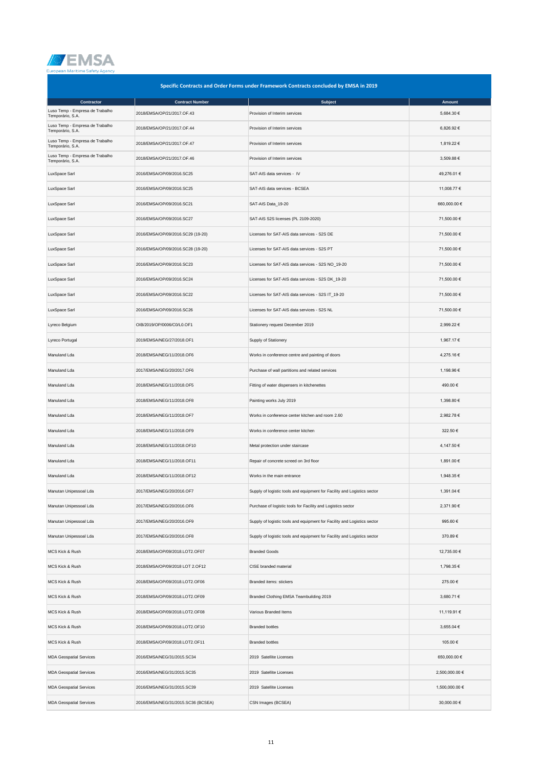## Specific Contracts and Order Forms under Framework Contracts concluded by EMSA in 2019

| Contractor | Contract Number | Subject | Amount |
|---|---|---|---|
| Luso Temp - Empresa de Trabalho Temporário, S.A. | 2018/EMSA/OP/21/2017.OF.43 | Provision of Interim services | 5,684.30 € |
| Luso Temp - Empresa de Trabalho Temporário, S.A. | 2018/EMSA/OP/21/2017.OF.44 | Provision of Interim services | 6,826.92 € |
| Luso Temp - Empresa de Trabalho Temporário, S.A. | 2018/EMSA/OP/21/2017.OF.47 | Provision of Interim services | 1,819.22 € |
| Luso Temp - Empresa de Trabalho Temporário, S.A. | 2018/EMSA/OP/21/2017.OF.46 | Provision of Interim services | 3,509.88 € |
| LuxSpace Sarl | 2016/EMSA/OP/09/2016.SC25 | SAT-AIS data services - IV | 49,276.01 € |
| LuxSpace Sarl | 2016/EMSA/OP/09/2016.SC25 | SAT-AIS data services - BCSEA | 11,008.77 € |
| LuxSpace Sarl | 2016/EMSA/OP/09/2016.SC21 | SAT-AIS Data_19-20 | 660,000.00 € |
| LuxSpace Sarl | 2016/EMSA/OP/09/2016.SC27 | SAT-AIS S2S licenses (PL 2109-2020) | 71,500.00 € |
| LuxSpace Sarl | 2016/EMSA/OP/09/2016.SC29 (19-20) | Licenses for SAT-AIS data services - S2S DE | 71,500.00 € |
| LuxSpace Sarl | 2016/EMSA/OP/09/2016.SC28 (19-20) | Licenses for SAT-AIS data services - S2S PT | 71,500.00 € |
| LuxSpace Sarl | 2016/EMSA/OP/09/2016.SC23 | Licenses for SAT-AIS data services - S2S NO_19-20 | 71,500.00 € |
| LuxSpace Sarl | 2016/EMSA/OP/09/2016.SC24 | Licenses for SAT-AIS data services - S2S DK_19-20 | 71,500.00 € |
| LuxSpace Sarl | 2016/EMSA/OP/09/2016.SC22 | Licenses for SAT-AIS data services - S2S IT_19-20 | 71,500.00 € |
| LuxSpace Sarl | 2016/EMSA/OP/09/2016.SC26 | Licenses for SAT-AIS data services - S2S NL | 71,500.00 € |
| Lyreco Belgium | OIB/2019/OP/0006/C0/L0.OF1 | Stationery request December 2019 | 2,999.22 € |
| Lyreco Portugal | 2019/EMSA/NEG/27/2018.OF1 | Supply of Stationery | 1,967.17 € |
| Manuland Lda | 2018/EMSA/NEG/11/2018.OF6 | Works in conference centre and painting of doors | 4,275.16 € |
| Manuland Lda | 2017/EMSA/NEG/20/2017.OF6 | Purchase of wall partitions and related services | 1,198.96 € |
| Manuland Lda | 2018/EMSA/NEG/11/2018.OF5 | Fitting of water dispensers in kitchenettes | 490.00 € |
| Manuland Lda | 2018/EMSA/NEG/11/2018.OF8 | Painting works July 2019 | 1,398.80 € |
| Manuland Lda | 2018/EMSA/NEG/11/2018.OF7 | Works in conference center kitchen and room 2.60 | 2,982.78 € |
| Manuland Lda | 2018/EMSA/NEG/11/2018.OF9 | Works in conference center kitchen | 322.50 € |
| Manuland Lda | 2018/EMSA/NEG/11/2018.OF10 | Metal protection under staircase | 4,147.50 € |
| Manuland Lda | 2018/EMSA/NEG/11/2018.OF11 | Repair of concrete screed on 3rd floor | 1,891.00 € |
| Manuland Lda | 2018/EMSA/NEG/11/2018.OF12 | Works in the main entrance | 1,948.35 € |
| Manutan Unipessoal Lda | 2017/EMSA/NEG/20/2016.OF7 | Supply of logistic tools and equipment for Facility and Logistics sector | 1,391.04 € |
| Manutan Unipessoal Lda | 2017/EMSA/NEG/20/2016.OF6 | Purchase of logistic tools for Facility and Logistics sector | 2,371.90 € |
| Manutan Unipessoal Lda | 2017/EMSA/NEG/20/2016.OF9 | Supply of logistic tools and equipment for Facility and Logistics sector | 995.60 € |
| Manutan Unipessoal Lda | 2017/EMSA/NEG/20/2016.OF8 | Supply of logistic tools and equipment for Facility and Logistics sector | 370.89 € |
| MCS Kick & Rush | 2018/EMSA/OP/09/2018.LOT2.OF07 | Branded Goods | 12,735.00 € |
| MCS Kick & Rush | 2018/EMSA/OP/09/2018 LOT 2.OF12 | CISE branded material | 1,798.35 € |
| MCS Kick & Rush | 2018/EMSA/OP/09/2018.LOT2.OF06 | Branded items: stickers | 275.00 € |
| MCS Kick & Rush | 2018/EMSA/OP/09/2018.LOT2.OF09 | Branded Clothing EMSA Teambuilding 2019 | 3,680.71 € |
| MCS Kick & Rush | 2018/EMSA/OP/09/2018.LOT2.OF08 | Various Branded Items | 11,119.91 € |
| MCS Kick & Rush | 2018/EMSA/OP/09/2018.LOT2.OF10 | Branded bottles | 3,655.04 € |
| MCS Kick & Rush | 2018/EMSA/OP/09/2018.LOT2.OF11 | Branded bottles | 105.00 € |
| MDA Geospatial Services | 2016/EMSA/NEG/31/2015.SC34 | 2019 Satellite Licenses | 650,000.00 € |
| MDA Geospatial Services | 2016/EMSA/NEG/31/2015.SC35 | 2019 Satellite Licenses | 2,500,000.00 € |
| MDA Geospatial Services | 2016/EMSA/NEG/31/2015.SC39 | 2019 Satellite Licenses | 1,500,000.00 € |
| MDA Geospatial Services | 2016/EMSA/NEG/31/2015.SC36 (BCSEA) | CSN Images (BCSEA) | 30,000.00 € |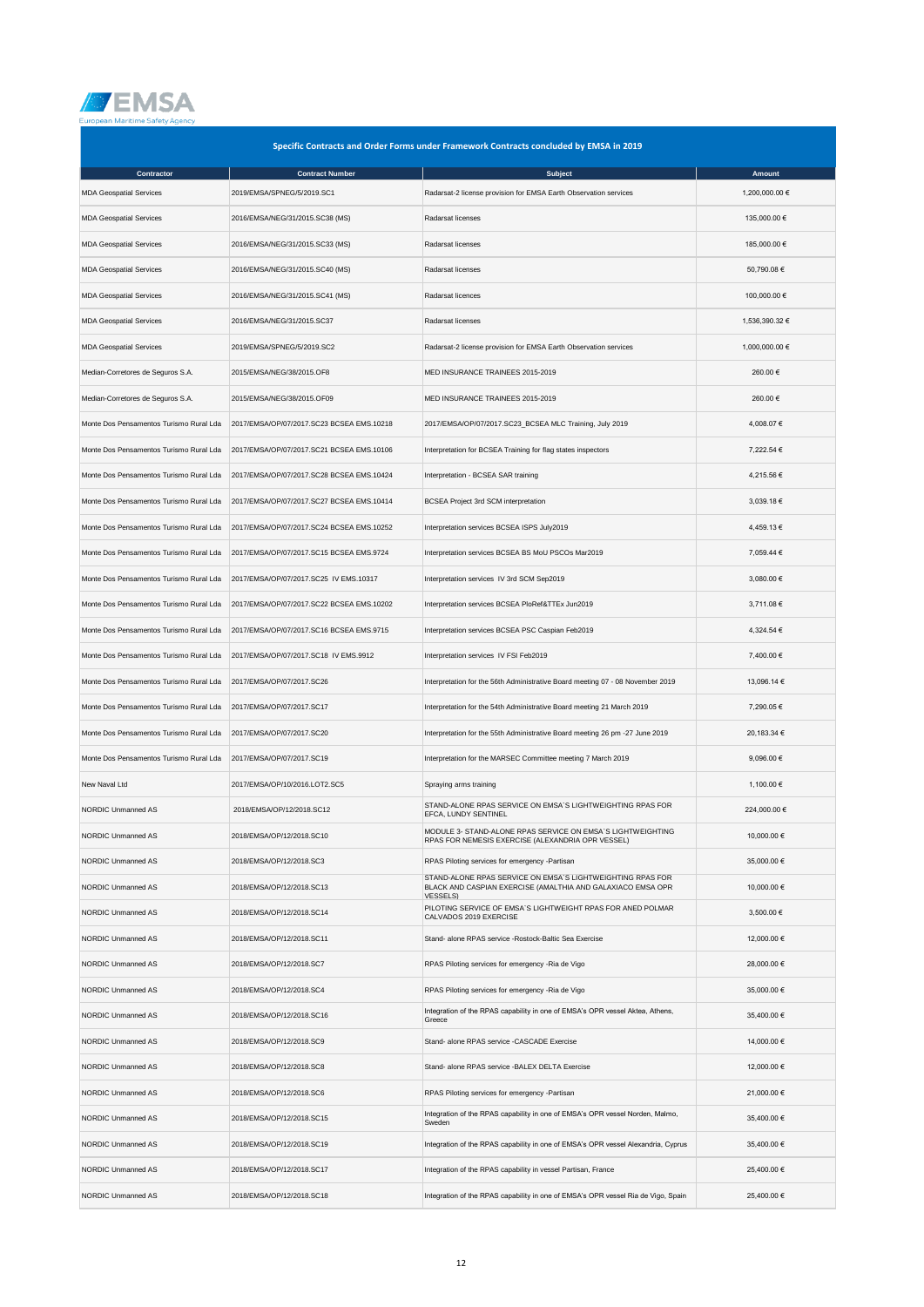## Specific Contracts and Order Forms under Framework Contracts concluded by EMSA in 2019

| Contractor | Contract Number | Subject | Amount |
|---|---|---|---|
| MDA Geospatial Services | 2019/EMSA/SPNEG/5/2019.SC1 | Radarsat-2 license provision for EMSA Earth Observation services | 1,200,000.00 € |
| MDA Geospatial Services | 2016/EMSA/NEG/31/2015.SC38 (MS) | Radarsat licenses | 135,000.00 € |
| MDA Geospatial Services | 2016/EMSA/NEG/31/2015.SC33 (MS) | Radarsat licenses | 185,000.00 € |
| MDA Geospatial Services | 2016/EMSA/NEG/31/2015.SC40 (MS) | Radarsat licenses | 50,790.08 € |
| MDA Geospatial Services | 2016/EMSA/NEG/31/2015.SC41 (MS) | Radarsat licences | 100,000.00 € |
| MDA Geospatial Services | 2016/EMSA/NEG/31/2015.SC37 | Radarsat licenses | 1,536,390.32 € |
| MDA Geospatial Services | 2019/EMSA/SPNEG/5/2019.SC2 | Radarsat-2 license provision for EMSA Earth Observation services | 1,000,000.00 € |
| Median-Corretores de Seguros S.A. | 2015/EMSA/NEG/38/2015.OF8 | MED INSURANCE TRAINEES 2015-2019 | 260.00 € |
| Median-Corretores de Seguros S.A. | 2015/EMSA/NEG/38/2015.OF09 | MED INSURANCE TRAINEES 2015-2019 | 260.00 € |
| Monte Dos Pensamentos Turismo Rural Lda | 2017/EMSA/OP/07/2017.SC23 BCSEA EMS.10218 | 2017/EMSA/OP/07/2017.SC23_BCSEA MLC Training, July 2019 | 4,008.07 € |
| Monte Dos Pensamentos Turismo Rural Lda | 2017/EMSA/OP/07/2017.SC21 BCSEA EMS.10106 | Interpretation for BCSEA Training for flag states inspectors | 7,222.54 € |
| Monte Dos Pensamentos Turismo Rural Lda | 2017/EMSA/OP/07/2017.SC28 BCSEA EMS.10424 | Interpretation - BCSEA SAR training | 4,215.56 € |
| Monte Dos Pensamentos Turismo Rural Lda | 2017/EMSA/OP/07/2017.SC27 BCSEA EMS.10414 | BCSEA Project 3rd SCM interpretation | 3,039.18 € |
| Monte Dos Pensamentos Turismo Rural Lda | 2017/EMSA/OP/07/2017.SC24 BCSEA EMS.10252 | Interpretation services BCSEA ISPS July2019 | 4,459.13 € |
| Monte Dos Pensamentos Turismo Rural Lda | 2017/EMSA/OP/07/2017.SC15 BCSEA EMS.9724 | Interpretation services BCSEA BS MoU PSCOs Mar2019 | 7,059.44 € |
| Monte Dos Pensamentos Turismo Rural Lda | 2017/EMSA/OP/07/2017.SC25 IV EMS.10317 | Interpretation services IV 3rd SCM Sep2019 | 3,080.00 € |
| Monte Dos Pensamentos Turismo Rural Lda | 2017/EMSA/OP/07/2017.SC22 BCSEA EMS.10202 | Interpretation services BCSEA PloRef&TTEx Jun2019 | 3,711.08 € |
| Monte Dos Pensamentos Turismo Rural Lda | 2017/EMSA/OP/07/2017.SC16 BCSEA EMS.9715 | Interpretation services BCSEA PSC Caspian Feb2019 | 4,324.54 € |
| Monte Dos Pensamentos Turismo Rural Lda | 2017/EMSA/OP/07/2017.SC18 IV EMS.9912 | Interpretation services IV FSI Feb2019 | 7,400.00 € |
| Monte Dos Pensamentos Turismo Rural Lda | 2017/EMSA/OP/07/2017.SC26 | Interpretation for the 56th Administrative Board meeting 07 - 08 November 2019 | 13,096.14 € |
| Monte Dos Pensamentos Turismo Rural Lda | 2017/EMSA/OP/07/2017.SC17 | Interpretation for the 54th Administrative Board meeting 21 March 2019 | 7,290.05 € |
| Monte Dos Pensamentos Turismo Rural Lda | 2017/EMSA/OP/07/2017.SC20 | Interpretation for the 55th Administrative Board meeting 26 pm -27 June 2019 | 20,183.34 € |
| Monte Dos Pensamentos Turismo Rural Lda | 2017/EMSA/OP/07/2017.SC19 | Interpretation for the MARSEC Committee meeting 7 March 2019 | 9,096.00 € |
| New Naval Ltd | 2017/EMSA/OP/10/2016.LOT2.SC5 | Spraying arms training | 1,100.00 € |
| NORDIC Unmanned AS | 2018/EMSA/OP/12/2018.SC12 | STAND-ALONE RPAS SERVICE ON EMSA`S LIGHTWEIGHTING RPAS FOR EFCA, LUNDY SENTINEL | 224,000.00 € |
| NORDIC Unmanned AS | 2018/EMSA/OP/12/2018.SC10 | MODULE 3- STAND-ALONE RPAS SERVICE ON EMSA`S LIGHTWEIGHTING RPAS FOR NEMESIS EXERCISE (ALEXANDRIA OPR VESSEL) | 10,000.00 € |
| NORDIC Unmanned AS | 2018/EMSA/OP/12/2018.SC3 | RPAS Piloting services for emergency -Partisan | 35,000.00 € |
| NORDIC Unmanned AS | 2018/EMSA/OP/12/2018.SC13 | STAND-ALONE RPAS SERVICE ON EMSA`S LIGHTWEIGHTING RPAS FOR BLACK AND CASPIAN EXERCISE (AMALTHIA AND GALAXIACO EMSA OPR VESSELS) | 10,000.00 € |
| NORDIC Unmanned AS | 2018/EMSA/OP/12/2018.SC14 | PILOTING SERVICE OF EMSA`S LIGHTWEIGHT RPAS FOR ANED POLMAR CALVADOS 2019 EXERCISE | 3,500.00 € |
| NORDIC Unmanned AS | 2018/EMSA/OP/12/2018.SC11 | Stand- alone RPAS service -Rostock-Baltic Sea Exercise | 12,000.00 € |
| NORDIC Unmanned AS | 2018/EMSA/OP/12/2018.SC7 | RPAS Piloting services for emergency -Ria de Vigo | 28,000.00 € |
| NORDIC Unmanned AS | 2018/EMSA/OP/12/2018.SC4 | RPAS Piloting services for emergency -Ria de Vigo | 35,000.00 € |
| NORDIC Unmanned AS | 2018/EMSA/OP/12/2018.SC16 | Integration of the RPAS capability in one of EMSA's OPR vessel Aktea, Athens, Greece | 35,400.00 € |
| NORDIC Unmanned AS | 2018/EMSA/OP/12/2018.SC9 | Stand- alone RPAS service -CASCADE Exercise | 14,000.00 € |
| NORDIC Unmanned AS | 2018/EMSA/OP/12/2018.SC8 | Stand- alone RPAS service -BALEX DELTA Exercise | 12,000.00 € |
| NORDIC Unmanned AS | 2018/EMSA/OP/12/2018.SC6 | RPAS Piloting services for emergency -Partisan | 21,000.00 € |
| NORDIC Unmanned AS | 2018/EMSA/OP/12/2018.SC15 | Integration of the RPAS capability in one of EMSA's OPR vessel Norden, Malmo, Sweden | 35,400.00 € |
| NORDIC Unmanned AS | 2018/EMSA/OP/12/2018.SC19 | Integration of the RPAS capability in one of EMSA's OPR vessel Alexandria, Cyprus | 35,400.00 € |
| NORDIC Unmanned AS | 2018/EMSA/OP/12/2018.SC17 | Integration of the RPAS capability in vessel Partisan, France | 25,400.00 € |
| NORDIC Unmanned AS | 2018/EMSA/OP/12/2018.SC18 | Integration of the RPAS capability in one of EMSA's OPR vessel Ria de Vigo, Spain | 25,400.00 € |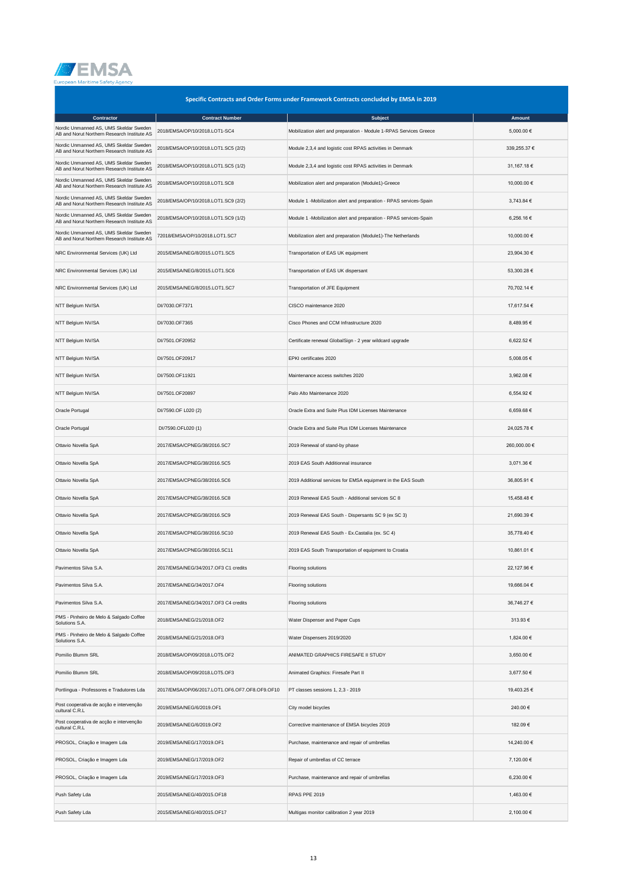## Specific Contracts and Order Forms under Framework Contracts concluded by EMSA in 2019

| Contractor | Contract Number | Subject | Amount |
|---|---|---|---|
| Nordic Unmanned AS, UMS Skeldar Sweden AB and Norut Northern Research Institute AS | 2018/EMSA/OP/10/2018.LOT1-SC4 | Mobilization alert and preparation - Module 1-RPAS Services Greece | 5,000.00 € |
| Nordic Unmanned AS, UMS Skeldar Sweden AB and Norut Northern Research Institute AS | 2018/EMSA/OP/10/2018.LOT1.SC5 (2/2) | Module 2,3,4 and logistic cost RPAS activities in Denmark | 339,255.37 € |
| Nordic Unmanned AS, UMS Skeldar Sweden AB and Norut Northern Research Institute AS | 2018/EMSA/OP/10/2018.LOT1.SC5 (1/2) | Module 2,3,4 and logistic cost RPAS activities in Denmark | 31,167.18 € |
| Nordic Unmanned AS, UMS Skeldar Sweden AB and Norut Northern Research Institute AS | 2018/EMSA/OP/10/2018.LOT1.SC8 | Mobilization alert and preparation (Module1)-Greece | 10,000.00 € |
| Nordic Unmanned AS, UMS Skeldar Sweden AB and Norut Northern Research Institute AS | 2018/EMSA/OP/10/2018.LOT1.SC9 (2/2) | Module 1 -Mobilization alert and preparation - RPAS services-Spain | 3,743.84 € |
| Nordic Unmanned AS, UMS Skeldar Sweden AB and Norut Northern Research Institute AS | 2018/EMSA/OP/10/2018.LOT1.SC9 (1/2) | Module 1 -Mobilization alert and preparation - RPAS services-Spain | 6,256.16 € |
| Nordic Unmanned AS, UMS Skeldar Sweden AB and Norut Northern Research Institute AS | 72018/EMSA/OP/10/2018.LOT1.SC7 | Mobilization alert and preparation (Module1)-The Netherlands | 10,000.00 € |
| NRC Environmental Services (UK) Ltd | 2015/EMSA/NEG/8/2015.LOT1.SC5 | Transportation of EAS UK equipment | 23,904.30 € |
| NRC Environmental Services (UK) Ltd | 2015/EMSA/NEG/8/2015.LOT1.SC6 | Transportation of EAS UK dispersant | 53,300.28 € |
| NRC Environmental Services (UK) Ltd | 2015/EMSA/NEG/8/2015.LOT1.SC7 | Transportation of JFE Equipment | 70,702.14 € |
| NTT Belgium NV/SA | DI/7030.OF7371 | CISCO maintenance 2020 | 17,617.54 € |
| NTT Belgium NV/SA | DI/7030.OF7365 | Cisco Phones and CCM Infrastructure 2020 | 8,489.95 € |
| NTT Belgium NV/SA | DI/7501.OF20952 | Certificate renewal GlobalSign - 2 year wildcard upgrade | 6,622.52 € |
| NTT Belgium NV/SA | DI/7501.OF20917 | EPKI certificates 2020 | 5,008.05 € |
| NTT Belgium NV/SA | DI/7500.OF11921 | Maintenance access switches 2020 | 3,962.08 € |
| NTT Belgium NV/SA | DI/7501.OF20897 | Palo Alto Maintenance 2020 | 6,554.92 € |
| Oracle Portugal | DI/7590.OF L020 (2) | Oracle Extra and Suite Plus IDM Licenses Maintenance | 6,659.68 € |
| Oracle Portugal | DI/7590.OFL020 (1) | Oracle Extra and Suite Plus IDM Licenses Maintenance | 24,025.78 € |
| Ottavio Novella SpA | 2017/EMSA/CPNEG/38/2016.SC7 | 2019 Renewal of stand-by phase | 260,000.00 € |
| Ottavio Novella SpA | 2017/EMSA/CPNEG/38/2016.SC5 | 2019 EAS South Additionnal insurance | 3,071.36 € |
| Ottavio Novella SpA | 2017/EMSA/CPNEG/38/2016.SC6 | 2019 Additional services for EMSA equipment in the EAS South | 36,805.91 € |
| Ottavio Novella SpA | 2017/EMSA/CPNEG/38/2016.SC8 | 2019 Renewal EAS South - Additional services SC 8 | 15,458.48 € |
| Ottavio Novella SpA | 2017/EMSA/CPNEG/38/2016.SC9 | 2019 Renewal EAS South - Dispersants SC 9 (ex SC 3) | 21,690.39 € |
| Ottavio Novella SpA | 2017/EMSA/CPNEG/38/2016.SC10 | 2019 Renewal EAS South - Ex.Castalia (ex. SC 4) | 35,778.40 € |
| Ottavio Novella SpA | 2017/EMSA/CPNEG/38/2016.SC11 | 2019 EAS South Transportation of equipment to Croatia | 10,861.01 € |
| Pavimentos Silva S.A. | 2017/EMSA/NEG/34/2017.OF3 C1 credits | Flooring solutions | 22,127.96 € |
| Pavimentos Silva S.A. | 2017/EMSA/NEG/34/2017.OF4 | Flooring solutions | 19,666.04 € |
| Pavimentos Silva S.A. | 2017/EMSA/NEG/34/2017.OF3 C4 credits | Flooring solutions | 36,746.27 € |
| PMS - Pinheiro de Melo & Salgado Coffee Solutions S.A. | 2018/EMSA/NEG/21/2018.OF2 | Water Dispenser and Paper Cups | 313.93 € |
| PMS - Pinheiro de Melo & Salgado Coffee Solutions S.A. | 2018/EMSA/NEG/21/2018.OF3 | Water Dispensers 2019/2020 | 1,824.00 € |
| Pomilio Blumm SRL | 2018/EMSA/OP/09/2018.LOT5.OF2 | ANIMATED GRAPHICS FIRESAFE II STUDY | 3,650.00 € |
| Pomilio Blumm SRL | 2018/EMSA/OP/09/2018.LOT5.OF3 | Animated Graphics: Firesafe Part II | 3,677.50 € |
| Portlingua - Professores e Tradutores Lda | 2017/EMSA/OP/06/2017.LOT1.OF6.OF7.OF8.OF9.OF10 | PT classes sessions 1, 2,3 - 2019 | 19,403.25 € |
| Post cooperativa de acção e intervenção cultural C.R.L | 2019/EMSA/NEG/6/2019.OF1 | City model bicycles | 240.00 € |
| Post cooperativa de acção e intervenção cultural C.R.L | 2019/EMSA/NEG/6/2019.OF2 | Corrective maintenance of EMSA bicycles 2019 | 182.09 € |
| PROSOL, Criação e Imagem Lda | 2019/EMSA/NEG/17/2019.OF1 | Purchase, maintenance and repair of umbrellas | 14,240.00 € |
| PROSOL, Criação e Imagem Lda | 2019/EMSA/NEG/17/2019.OF2 | Repair of umbrellas of CC terrace | 7,120.00 € |
| PROSOL, Criação e Imagem Lda | 2019/EMSA/NEG/17/2019.OF3 | Purchase, maintenance and repair of umbrellas | 6,230.00 € |
| Push Safety Lda | 2015/EMSA/NEG/40/2015.OF18 | RPAS PPE 2019 | 1,463.00 € |
| Push Safety Lda | 2015/EMSA/NEG/40/2015.OF17 | Multigas monitor calibration 2 year 2019 | 2,100.00 € |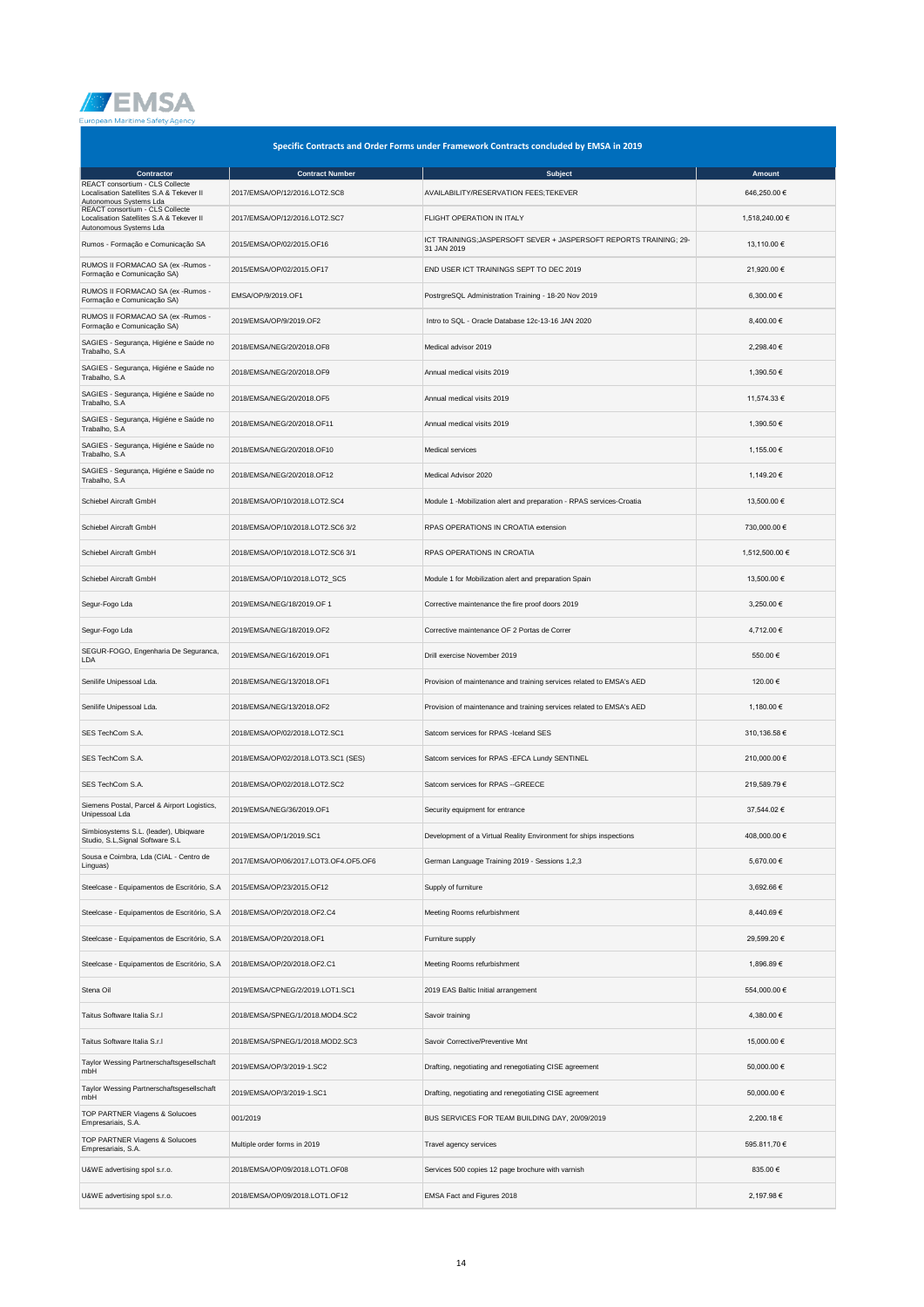## Specific Contracts and Order Forms under Framework Contracts concluded by EMSA in 2019

| Contractor | Contract Number | Subject | Amount |
|---|---|---|---|
| REACT consortium - CLS Collecte Localisation Satellites S.A & Tekever II Autonomous Systems Lda | 2017/EMSA/OP/12/2016.LOT2.SC8 | AVAILABILITY/RESERVATION FEES;TEKEVER | 646,250.00 € |
| REACT consortium - CLS Collecte Localisation Satellites S.A & Tekever II Autonomous Systems Lda | 2017/EMSA/OP/12/2016.LOT2.SC7 | FLIGHT OPERATION IN ITALY | 1,518,240.00 € |
| Rumos - Formação e Comunicação SA | 2015/EMSA/OP/02/2015.OF16 | ICT TRAININGS;JASPERSOFT SEVER + JASPERSOFT REPORTS TRAINING; 29-31 JAN 2019 | 13,110.00 € |
| RUMOS II FORMACAO SA (ex -Rumos - Formação e Comunicação SA) | 2015/EMSA/OP/02/2015.OF17 | END USER ICT TRAININGS SEPT TO DEC 2019 | 21,920.00 € |
| RUMOS II FORMACAO SA (ex -Rumos - Formação e Comunicação SA) | EMSA/OP/9/2019.OF1 | PostgreSQL Administration Training - 18-20 Nov 2019 | 6,300.00 € |
| RUMOS II FORMACAO SA (ex -Rumos - Formação e Comunicação SA) | 2019/EMSA/OP/9/2019.OF2 | Intro to SQL - Oracle Database 12c-13-16 JAN 2020 | 8,400.00 € |
| SAGIES - Segurança, Higiéne e Saúde no Trabalho, S.A | 2018/EMSA/NEG/20/2018.OF8 | Medical advisor 2019 | 2,298.40 € |
| SAGIES - Segurança, Higiéne e Saúde no Trabalho, S.A | 2018/EMSA/NEG/20/2018.OF9 | Annual medical visits 2019 | 1,390.50 € |
| SAGIES - Segurança, Higiéne e Saúde no Trabalho, S.A | 2018/EMSA/NEG/20/2018.OF5 | Annual medical visits 2019 | 11,574.33 € |
| SAGIES - Segurança, Higiéne e Saúde no Trabalho, S.A | 2018/EMSA/NEG/20/2018.OF11 | Annual medical visits 2019 | 1,390.50 € |
| SAGIES - Segurança, Higiéne e Saúde no Trabalho, S.A | 2018/EMSA/NEG/20/2018.OF10 | Medical services | 1,155.00 € |
| SAGIES - Segurança, Higiéne e Saúde no Trabalho, S.A | 2018/EMSA/NEG/20/2018.OF12 | Medical Advisor 2020 | 1,149.20 € |
| Schiebel Aircraft GmbH | 2018/EMSA/OP/10/2018.LOT2.SC4 | Module 1 -Mobilization alert and preparation - RPAS services-Croatia | 13,500.00 € |
| Schiebel Aircraft GmbH | 2018/EMSA/OP/10/2018.LOT2.SC6 3/2 | RPAS OPERATIONS IN CROATIA extension | 730,000.00 € |
| Schiebel Aircraft GmbH | 2018/EMSA/OP/10/2018.LOT2.SC6 3/1 | RPAS OPERATIONS IN CROATIA | 1,512,500.00 € |
| Schiebel Aircraft GmbH | 2018/EMSA/OP/10/2018.LOT2_SC5 | Module 1 for Mobilization alert and preparation Spain | 13,500.00 € |
| Segur-Fogo Lda | 2019/EMSA/NEG/18/2019.OF 1 | Corrective maintenance the fire proof doors 2019 | 3,250.00 € |
| Segur-Fogo Lda | 2019/EMSA/NEG/18/2019.OF2 | Corrective maintenance OF 2 Portas de Correr | 4,712.00 € |
| SEGUR-FOGO, Engenharia De Seguranca, LDA | 2019/EMSA/NEG/16/2019.OF1 | Drill exercise November 2019 | 550.00 € |
| Senilife Unipessoal Lda. | 2018/EMSA/NEG/13/2018.OF1 | Provision of maintenance and training services related to EMSA's AED | 120.00 € |
| Senilife Unipessoal Lda. | 2018/EMSA/NEG/13/2018.OF2 | Provision of maintenance and training services related to EMSA's AED | 1,180.00 € |
| SES TechCom S.A. | 2018/EMSA/OP/02/2018.LOT2.SC1 | Satcom services for RPAS -Iceland SES | 310,136.58 € |
| SES TechCom S.A. | 2018/EMSA/OP/02/2018.LOT3.SC1 (SES) | Satcom services for RPAS -EFCA Lundy SENTINEL | 210,000.00 € |
| SES TechCom S.A. | 2018/EMSA/OP/02/2018.LOT2.SC2 | Satcom services for RPAS --GREECE | 219,589.79 € |
| Siemens Postal, Parcel & Airport Logistics, Unipessoal Lda | 2019/EMSA/NEG/36/2019.OF1 | Security equipment for entrance | 37,544.02 € |
| Simbiosystems S.L. (leader), Ubiqware Studio, S.L,Signal Software S.L | 2019/EMSA/OP/1/2019.SC1 | Development of a Virtual Reality Environment for ships inspections | 408,000.00 € |
| Sousa e Coimbra, Lda (CIAL - Centro de Linguas) | 2017/EMSA/OP/06/2017.LOT3.OF4.OF5.OF6 | German Language Training 2019 - Sessions 1,2,3 | 5,670.00 € |
| Steelcase - Equipamentos de Escritório, S.A | 2015/EMSA/OP/23/2015.OF12 | Supply of furniture | 3,692.66 € |
| Steelcase - Equipamentos de Escritório, S.A | 2018/EMSA/OP/20/2018.OF2.C4 | Meeting Rooms refurbishment | 8,440.69 € |
| Steelcase - Equipamentos de Escritório, S.A | 2018/EMSA/OP/20/2018.OF1 | Furniture supply | 29,599.20 € |
| Steelcase - Equipamentos de Escritório, S.A | 2018/EMSA/OP/20/2018.OF2.C1 | Meeting Rooms refurbishment | 1,896.89 € |
| Stena Oil | 2019/EMSA/CPNEG/2/2019.LOT1.SC1 | 2019 EAS Baltic Initial arrangement | 554,000.00 € |
| Taitus Software Italia S.r.l | 2018/EMSA/SPNEG/1/2018.MOD4.SC2 | Savoir training | 4,380.00 € |
| Taitus Software Italia S.r.l | 2018/EMSA/SPNEG/1/2018.MOD2.SC3 | Savoir Corrective/Preventive Mnt | 15,000.00 € |
| Taylor Wessing Partnerschaftsgesellschaft mbH | 2019/EMSA/OP/3/2019-1.SC2 | Drafting, negotiating and renegotiating CISE agreement | 50,000.00 € |
| Taylor Wessing Partnerschaftsgesellschaft mbH | 2019/EMSA/OP/3/2019-1.SC1 | Drafting, negotiating and renegotiating CISE agreement | 50,000.00 € |
| TOP PARTNER Viagens & Solucoes Empresariais, S.A. | 001/2019 | BUS SERVICES FOR TEAM BUILDING DAY, 20/09/2019 | 2,200.18 € |
| TOP PARTNER Viagens & Solucoes Empresariais, S.A. | Multiple order forms in 2019 | Travel agency services | 595.811,70 € |
| U&WE advertising spol s.r.o. | 2018/EMSA/OP/09/2018.LOT1.OF08 | Services 500 copies 12 page brochure with varnish | 835.00 € |
| U&WE advertising spol s.r.o. | 2018/EMSA/OP/09/2018.LOT1.OF12 | EMSA Fact and Figures 2018 | 2,197.98 € |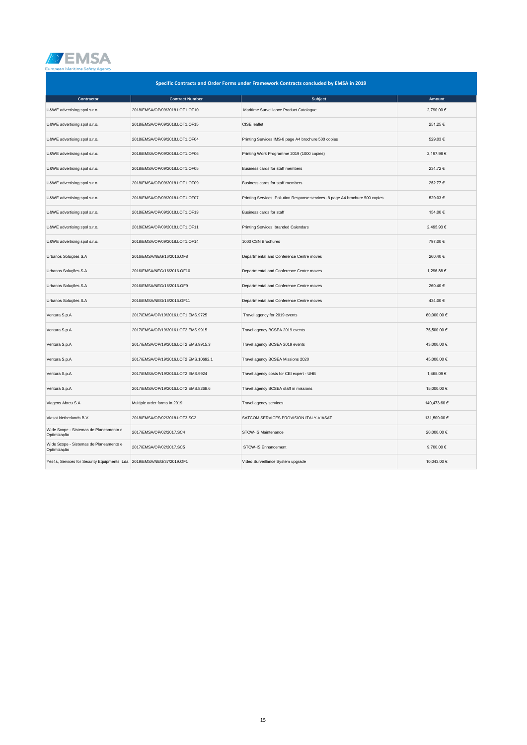EMSA
European Maritime Safety Agency

## Specific Contracts and Order Forms under Framework Contracts concluded by EMSA in 2019

| Contractor | Contract Number | Subject | Amount |
| --- | --- | --- | --- |
| U&WE advertising spol s.r.o. | 2018/EMSA/OP/09/2018.LOT1.OF10 | Maritime Surveillance Product Catalogue | 2,790.00 € |
| U&WE advertising spol s.r.o. | 2018/EMSA/OP/09/2018.LOT1.OF15 | CISE leaflet | 251.25 € |
| U&WE advertising spol s.r.o. | 2018/EMSA/OP/09/2018.LOT1.OF04 | Printing Services IMS-8 page A4 brochure 500 copies | 529.03 € |
| U&WE advertising spol s.r.o. | 2018/EMSA/OP/09/2018.LOT1.OF06 | Printing Work Programme 2019 (1000 copies) | 2,197.98 € |
| U&WE advertising spol s.r.o. | 2018/EMSA/OP/09/2018.LOT1.OF05 | Business cards for staff members | 234.72 € |
| U&WE advertising spol s.r.o. | 2018/EMSA/OP/09/2018.LOT1.OF09 | Business cards for staff members | 252.77 € |
| U&WE advertising spol s.r.o. | 2018/EMSA/OP/09/2018.LOT1.OF07 | Printing Services: Pollution Response services -8 page A4 brochure 500 copies | 529.03 € |
| U&WE advertising spol s.r.o. | 2018/EMSA/OP/09/2018.LOT1.OF13 | Business cards for staff | 154.00 € |
| U&WE advertising spol s.r.o. | 2018/EMSA/OP/09/2018.LOT1.OF11 | Printing Services: branded Calendars | 2,495.93 € |
| U&WE advertising spol s.r.o. | 2018/EMSA/OP/09/2018.LOT1.OF14 | 1000 CSN Brochures | 797.00 € |
| Urbanos Soluções S.A | 2016/EMSA/NEG/16/2016.OF8 | Departmental and Conference Centre moves | 260.40 € |
| Urbanos Soluções S.A | 2016/EMSA/NEG/16/2016.OF10 | Departmental and Conference Centre moves | 1,296.88 € |
| Urbanos Soluções S.A | 2016/EMSA/NEG/16/2016.OF9 | Departmental and Conference Centre moves | 260.40 € |
| Urbanos Soluções S.A | 2016/EMSA/NEG/16/2016.OF11 | Departmental and Conference Centre moves | 434.00 € |
| Ventura S.p.A | 2017/EMSA/OP/19/2016.LOT1 EMS.9725 | Travel agency for 2019 events | 60,000.00 € |
| Ventura S.p.A | 2017/EMSA/OP/19/2016.LOT2 EMS.9915 | Travel agency BCSEA 2019 events | 75,500.00 € |
| Ventura S.p.A | 2017/EMSA/OP/19/2016.LOT2 EMS.9915.3 | Travel agency BCSEA 2019 events | 43,000.00 € |
| Ventura S.p.A | 2017/EMSA/OP/19/2016.LOT2 EMS.10692.1 | Travel agency BCSEA Missions 2020 | 45,000.00 € |
| Ventura S.p.A | 2017/EMSA/OP/19/2016.LOT2 EMS.9924 | Travel agency costs for CEI expert - UHB | 1,465.09 € |
| Ventura S.p.A | 2017/EMSA/OP/19/2016.LOT2 EMS.8268.6 | Travel agency BCSEA staff in missions | 15,000.00 € |
| Viagens Abreu S.A | Multiple order forms in 2019 | Travel agency services | 140,473.60 € |
| Viasat Netherlands B.V. | 2018/EMSA/OP/02/2018.LOT3.SC2 | SATCOM SERVICES PROVISION ITALY-VIASAT | 131,500.00 € |
| Wide Scope - Sistemas de Planeamento e Optimização | 2017/EMSA/OP/02/2017.SC4 | STCW-IS Maintenance | 20,000.00 € |
| Wide Scope - Sistemas de Planeamento e Optimização | 2017/EMSA/OP/02/2017.SC5 | STCW-IS Enhancement | 9,700.00 € |
| Yes4s, Services for Security Equipments, Lda | 2019/EMSA/NEG/37/2019.OF1 | Video Surveillance System upgrade | 10,043.00 € |